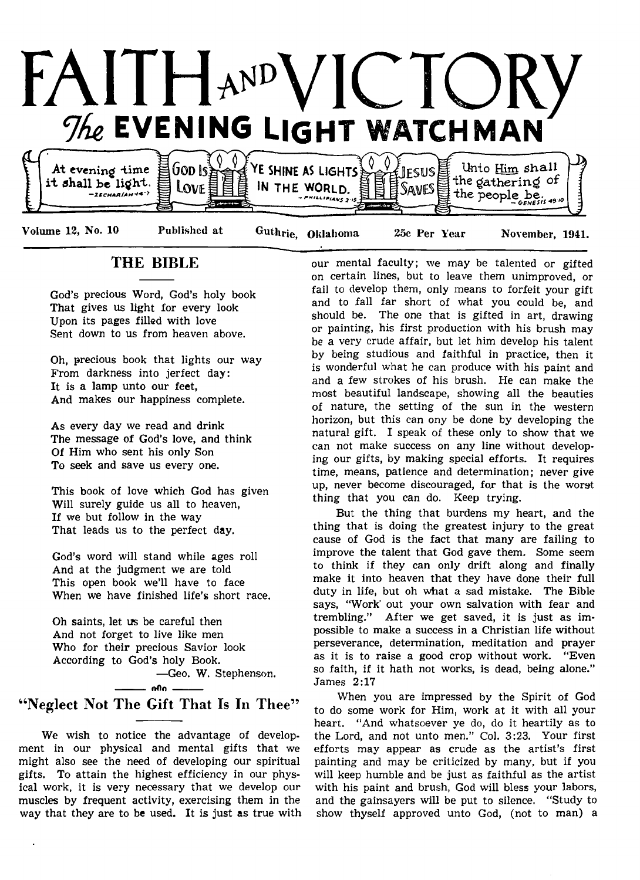# FAITH AND VICTORY

## The EVENING LIGHT WATCHMAN

At evening time it shall be light. —Zechariah 14:7 | God Is Love | YE SHINE AS LIGHTS IN THE WORLD. —Phillipians 2:15 | Jesus Saves | Unto Him shall the gathering of the people be. —Genesis 49:10

Volume 12, No. 10 Published at Guthrie, Oklahoma 25c Per Year November, 1941.

## THE BIBLE

God's precious Word, God's holy book
That gives us light for every look
Upon its pages filled with love
Sent down to us from heaven above.

Oh, precious book that lights our way
From darkness into jerfect day:
It is a lamp unto our feet,
And makes our happiness complete.

As every day we read and drink
The message of God's love, and think
Of Him who sent his only Son
To seek and save us every one.

This book of love which God has given
Will surely guide us all to heaven,
If we but follow in the way
That leads us to the perfect day.

God's word will stand while ages roll
And at the judgment we are told
This open book we'll have to face
When we have finished life's short race.

Oh saints, let us be careful then
And not forget to live like men
Who for their precious Savior look
According to God's holy Book.

—Geo. W. Stephenson.

## "Neglect Not The Gift That Is In Thee"

We wish to notice the advantage of development in our physical and mental gifts that we might also see the need of developing our spiritual gifts. To attain the highest efficiency in our physical work, it is very necessary that we develop our muscles by frequent activity, exercising them in the way that they are to be used. It is just as true with our mental faculty; we may be talented or gifted on certain lines, but to leave them unimproved, or fail to develop them, only means to forfeit your gift and to fall far short of what you could be, and should be. The one that is gifted in art, drawing or painting, his first production with his brush may be a very crude affair, but let him develop his talent by being studious and faithful in practice, then it is wonderful what he can produce with his paint and and a few strokes of his brush. He can make the most beautiful landscape, showing all the beauties of nature, the setting of the sun in the western horizon, but this can ony be done by developing the natural gift. I speak of these only to show that we can not make success on any line without developing our gifts, by making special efforts. It requires time, means, patience and determination; never give up, never become discouraged, for that is the worst thing that you can do. Keep trying.

But the thing that burdens my heart, and the thing that is doing the greatest injury to the great cause of God is the fact that many are failing to improve the talent that God gave them. Some seem to think if they can only drift along and finally make it into heaven that they have done their full duty in life, but oh what a sad mistake. The Bible says, "Work out your own salvation with fear and trembling." After we get saved, it is just as impossible to make a success in a Christian life without perseverance, determination, meditation and prayer as it is to raise a good crop without work. "Even so faith, if it hath not works, is dead, being alone." James 2:17

When you are impressed by the Spirit of God to do some work for Him, work at it with all your heart. "And whatsoever ye do, do it heartily as to the Lord, and not unto men." Col. 3:23. Your first efforts may appear as crude as the artist's first painting and may be criticized by many, but if you will keep humble and be just as faithful as the artist with his paint and brush, God will bless your labors, and the gainsayers will be put to silence. "Study to show thyself approved unto God, (not to man) a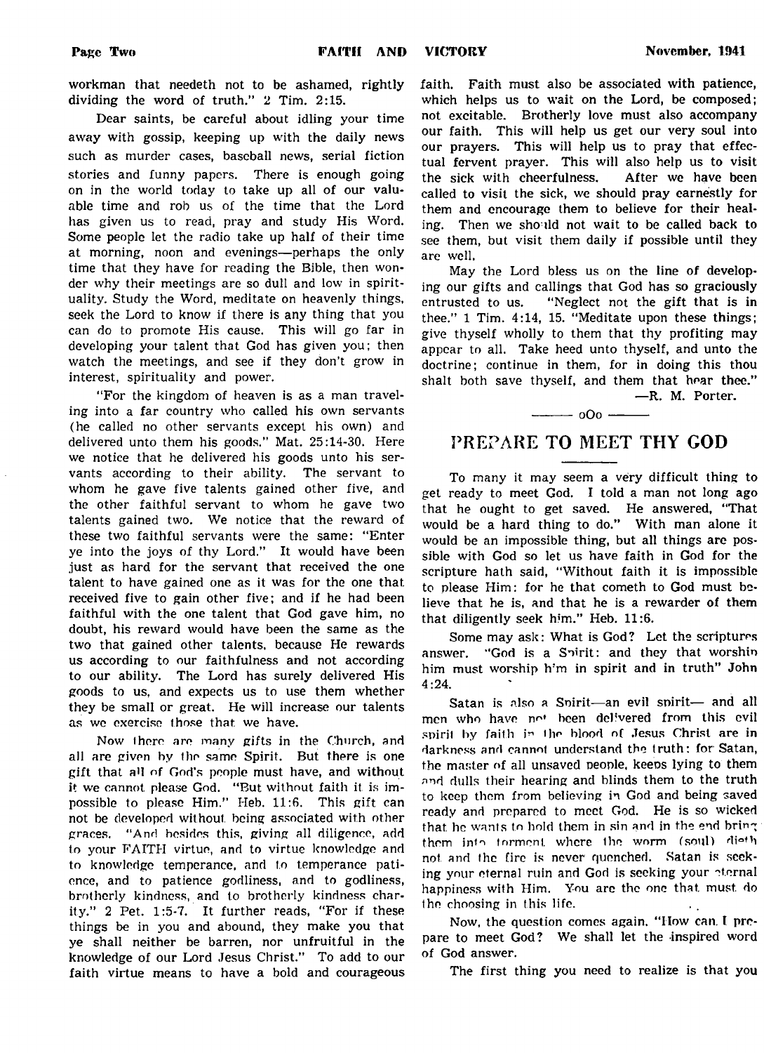workman that needeth not to be ashamed, rightly dividing the word of truth." 2 Tim. 2:15.

Dear saints, be careful about idling your time away with gossip, keeping up with the daily news such as murder cases, baseball news, serial fiction stories and funny papers. There is enough going on in the world today to take up all of our valuable time and rob us of the time that the Lord has given us to read, pray and study His Word. Some people let the radio take up half of their time at morning, noon and evenings—perhaps the only time that they have for reading the Bible, then wonder why their meetings are so dull and low in spirituality. Study the Word, meditate on heavenly things, seek the Lord to know if there is any thing that you can do to promote His cause. This will go far in developing your talent that God has given you; then watch the meetings, and see if they don't grow in interest, spirituality and power.

"For the kingdom of heaven is as a man traveling into a far country who called his own servants (he called no other servants except his own) and delivered unto them his goods." Mat. 25:14-30. Here we notice that he delivered his goods unto his servants according to their ability. The servant to whom he gave five talents gained other five, and the other faithful servant to whom he gave two talents gained two. We notice that the reward of these two faithful servants were the same: "Enter ye into the joys of thy Lord." It would have been just as hard for the servant that received the one talent to have gained one as it was for the one that received five to gain other five; and if he had been faithful with the one talent that God gave him, no doubt, his reward would have been the same as the two that gained other talents, because He rewards us according to our faithfulness and not according to our ability. The Lord has surely delivered His goods to us, and expects us to use them whether they be small or great. He will increase our talents as we exercise those that we have.

Now there are many gifts in the Church, and all are given by the same Spirit. But there is one gift that all of God's people must have, and without it we cannot please God. "But without faith it is impossible to please Him." Heb. 11:6. This gift can not be developed without being associated with other graces. "And besides this, giving all diligence, add to your FAITH virtue, and to virtue knowledge and to knowledge temperance, and to temperance patience, and to patience godliness, and to godliness, brotherly kindness, and to brotherly kindness charity." 2 Pet. 1:5-7. It further reads, "For if these things be in you and abound, they make you that ye shall neither be barren, nor unfruitful in the knowledge of our Lord Jesus Christ." To add to our faith virtue means to have a bold and courageous faith. Faith must also be associated with patience, which helps us to wait on the Lord, be composed; not excitable. Brotherly love must also accompany our faith. This will help us get our very soul into our prayers. This will help us to pray that effectual fervent prayer. This will also help us to visit the sick with cheerfulness. After we have been called to visit the sick, we should pray earnestly for them and encourage them to believe for their healing. Then we should not wait to be called back to see them, but visit them daily if possible until they are well.

May the Lord bless us on the line of developing our gifts and callings that God has so graciously entrusted to us. "Neglect not the gift that is in thee." 1 Tim. 4:14, 15. "Meditate upon these things; give thyself wholly to them that thy profiting may appear to all. Take heed unto thyself, and unto the doctrine; continue in them, for in doing this thou shalt both save thyself, and them that hear thee."

—R. M. Porter.

——— oOo ———

# PREPARE TO MEET THY GOD

To many it may seem a very difficult thing to get ready to meet God. I told a man not long ago that he ought to get saved. He answered, "That would be a hard thing to do." With man alone it would be an impossible thing, but all things are possible with God so let us have faith in God for the scripture hath said, "Without faith it is impossible to please Him: for he that cometh to God must believe that he is, and that he is a rewarder of them that diligently seek him." Heb. 11:6.

Some may ask: What is God? Let the scriptures answer. "God is a Spirit: and they that worship him must worship him in spirit and in truth" John 4:24.

Satan is also a Spirit—an evil spirit— and all men who have not been delivered from this evil spirit by faith in the blood of Jesus Christ are in darkness and cannot understand the truth: for Satan, the master of all unsaved people, keeps lying to them and dulls their hearing and blinds them to the truth to keep them from believing in God and being saved ready and prepared to meet God. He is so wicked that he wants to hold them in sin and in the end bring them into torment where the worm (soul) dieth not and the fire is never quenched. Satan is seeking your eternal ruin and God is seeking your eternal happiness with Him. You are the one that must do the choosing in this life.

Now, the question comes again, "How can I prepare to meet God? We shall let the inspired word of God answer.

The first thing you need to realize is that you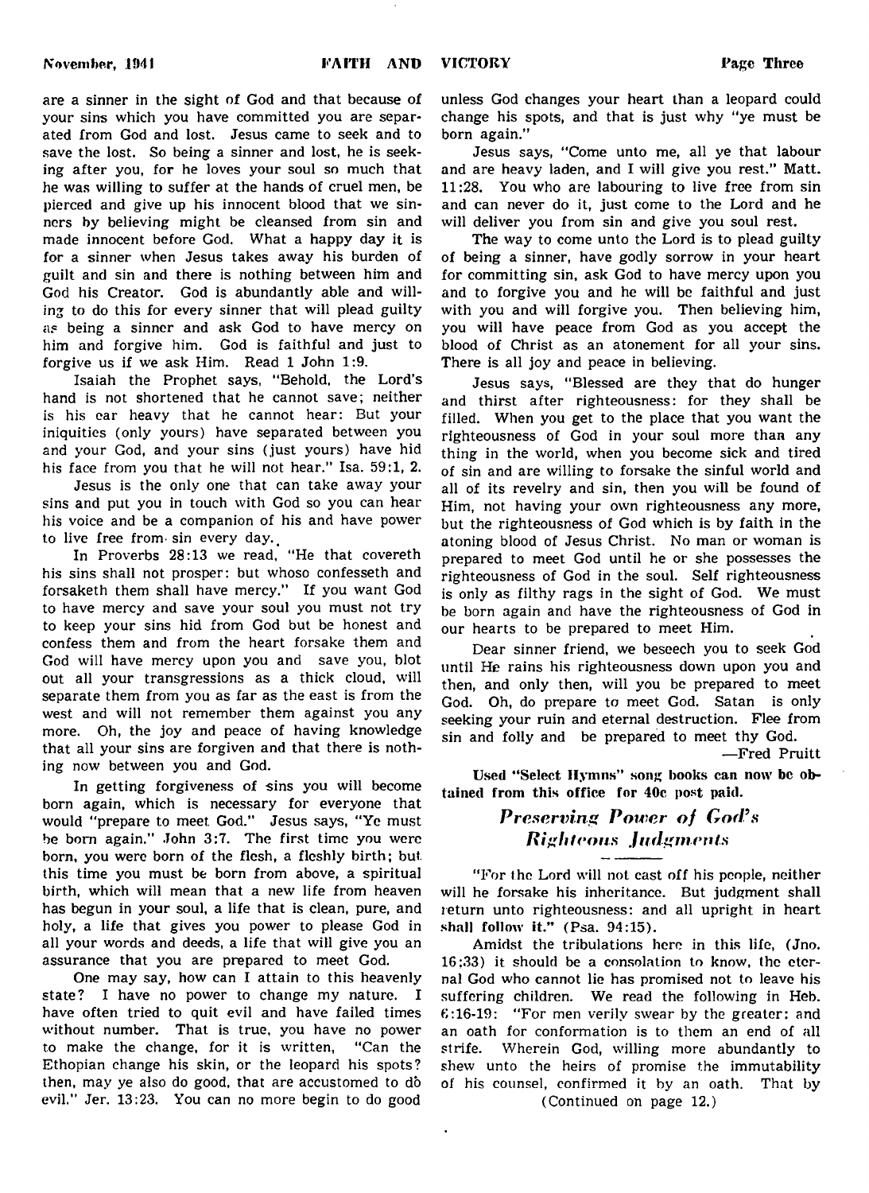are a sinner in the sight of God and that because of your sins which you have committed you are separated from God and lost. Jesus came to seek and to save the lost. So being a sinner and lost, he is seeking after you, for he loves your soul so much that he was willing to suffer at the hands of cruel men, be pierced and give up his innocent blood that we sinners by believing might be cleansed from sin and made innocent before God. What a happy day it is for a sinner when Jesus takes away his burden of guilt and sin and there is nothing between him and God his Creator. God is abundantly able and willing to do this for every sinner that will plead guilty as being a sinner and ask God to have mercy on him and forgive him. God is faithful and just to forgive us if we ask Him. Read 1 John 1:9.

Isaiah the Prophet says, "Behold, the Lord's hand is not shortened that he cannot save; neither is his ear heavy that he cannot hear: But your iniquities (only yours) have separated between you and your God, and your sins (just yours) have hid his face from you that he will not hear." Isa. 59:1, 2.

Jesus is the only one that can take away your sins and put you in touch with God so you can hear his voice and be a companion of his and have power to live free from sin every day.

In Proverbs 28:13 we read, "He that covereth his sins shall not prosper: but whoso confesseth and forsaketh them shall have mercy." If you want God to have mercy and save your soul you must not try to keep your sins hid from God but be honest and confess them and from the heart forsake them and God will have mercy upon you and save you, blot out all your transgressions as a thick cloud, will separate them from you as far as the east is from the west and will not remember them against you any more. Oh, the joy and peace of having knowledge that all your sins are forgiven and that there is nothing now between you and God.

In getting forgiveness of sins you will become born again, which is necessary for everyone that would "prepare to meet God." Jesus says, "Ye must be born again." John 3:7. The first time you were born, you were born of the flesh, a fleshly birth; but this time you must be born from above, a spiritual birth, which will mean that a new life from heaven has begun in your soul, a life that is clean, pure, and holy, a life that gives you power to please God in all your words and deeds, a life that will give you an assurance that you are prepared to meet God.

One may say, how can I attain to this heavenly state? I have no power to change my nature. I have often tried to quit evil and have failed times without number. That is true, you have no power to make the change, for it is written, "Can the Ethopian change his skin, or the leopard his spots? then, may ye also do good, that are accustomed to dô evil." Jer. 13:23. You can no more begin to do good unless God changes your heart than a leopard could change his spots, and that is just why "ye must be born again."

Jesus says, "Come unto me, all ye that labour and are heavy laden, and I will give you rest." Matt. 11:28. You who are labouring to live free from sin and can never do it, just come to the Lord and he will deliver you from sin and give you soul rest.

The way to come unto the Lord is to plead guilty of being a sinner, have godly sorrow in your heart for committing sin, ask God to have mercy upon you and to forgive you and he will be faithful and just with you and will forgive you. Then believing him, you will have peace from God as you accept the blood of Christ as an atonement for all your sins. There is all joy and peace in believing.

Jesus says, "Blessed are they that do hunger and thirst after righteousness: for they shall be filled. When you get to the place that you want the righteousness of God in your soul more than any thing in the world, when you become sick and tired of sin and are willing to forsake the sinful world and all of its revelry and sin, then you will be found of Him, not having your own righteousness any more, but the righteousness of God which is by faith in the atoning blood of Jesus Christ. No man or woman is prepared to meet God until he or she possesses the righteousness of God in the soul. Self righteousness is only as filthy rags in the sight of God. We must be born again and have the righteousness of God in our hearts to be prepared to meet Him.

Dear sinner friend, we beseech you to seek God until He rains his righteousness down upon you and then, and only then, will you be prepared to meet God. Oh, do prepare to meet God. Satan is only seeking your ruin and eternal destruction. Flee from sin and folly and be prepared to meet thy God.

—Fred Pruitt

**Used "Select Hymns" song books can now be obtained from this office for 40c post paid.**

## *Preserving Power of God's Righteous Judgments*

"For the Lord will not cast off his people, neither will he forsake his inheritance. But judgment shall return unto righteousness: and all upright in heart shall follow it." (Psa. 94:15).

Amidst the tribulations here in this life, (Jno. 16:33) it should be a consolation to know, the eternal God who cannot lie has promised not to leave his suffering children. We read the following in Heb. 6:16-19: "For men verily swear by the greater: and an oath for conformation is to them an end of all strife. Wherein God, willing more abundantly to shew unto the heirs of promise the immutability of his counsel, confirmed it by an oath. That by

(Continued on page 12.)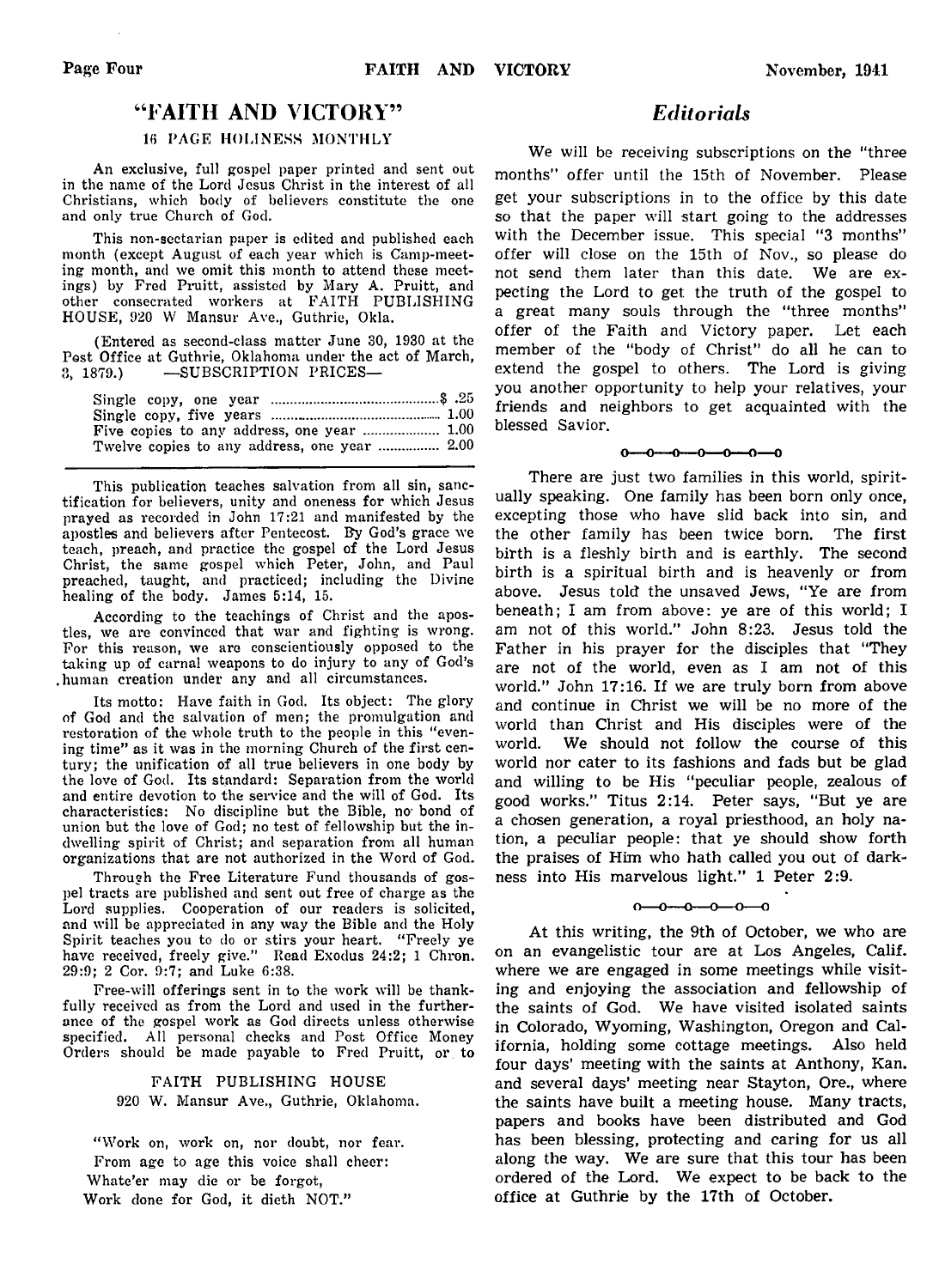## "FAITH AND VICTORY"

### 16 PAGE HOLINESS MONTHLY

An exclusive, full gospel paper printed and sent out in the name of the Lord Jesus Christ in the interest of all Christians, which body of believers constitute the one and only true Church of God.

This non-sectarian paper is edited and published each month (except August of each year which is Camp-meeting month, and we omit this month to attend these meetings) by Fred Pruitt, assisted by Mary A. Pruitt, and other consecrated workers at FAITH PUBLISHING HOUSE, 920 W Mansur Ave., Guthrie, Okla.

(Entered as second-class matter June 30, 1930 at the Post Office at Guthrie, Oklahoma under the act of March, 3, 1879.) —SUBSCRIPTION PRICES—

| | |
|---|---|
| Single copy, one year | $ .25 |
| Single copy, five years | 1.00 |
| Five copies to any address, one year | 1.00 |
| Twelve copies to any address, one year | 2.00 |

This publication teaches salvation from all sin, sanctification for believers, unity and oneness for which Jesus prayed as recorded in John 17:21 and manifested by the apostles and believers after Pentecost. By God's grace we teach, preach, and practice the gospel of the Lord Jesus Christ, the same gospel which Peter, John, and Paul preached, taught, and practiced; including the Divine healing of the body. James 5:14, 15.

According to the teachings of Christ and the apostles, we are convinced that war and fighting is wrong. For this reason, we are conscientiously opposed to the taking up of carnal weapons to do injury to any of God's human creation under any and all circumstances.

Its motto: Have faith in God. Its object: The glory of God and the salvation of men; the promulgation and restoration of the whole truth to the people in this "evening time" as it was in the morning Church of the first century; the unification of all true believers in one body by the love of God. Its standard: Separation from the world and entire devotion to the service and the will of God. Its characteristics: No discipline but the Bible, no bond of union but the love of God; no test of fellowship but the indwelling spirit of Christ; and separation from all human organizations that are not authorized in the Word of God.

Through the Free Literature Fund thousands of gospel tracts are published and sent out free of charge as the Lord supplies. Cooperation of our readers is solicited, and will be appreciated in any way the Bible and the Holy Spirit teaches you to do or stirs your heart. "Freely ye have received, freely give." Read Exodus 24:2; 1 Chron. 29:9; 2 Cor. 9:7; and Luke 6:38.

Free-will offerings sent in to the work will be thankfully received as from the Lord and used in the furtherance of the gospel work as God directs unless otherwise specified. All personal checks and Post Office Money Orders should be made payable to Fred Pruitt, or to

FAITH PUBLISHING HOUSE
920 W. Mansur Ave., Guthrie, Oklahoma.

"Work on, work on, nor doubt, nor fear.
From age to age this voice shall cheer:
Whate'er may die or be forgot,
Work done for God, it dieth NOT."

## *Editorials*

We will be receiving subscriptions on the "three months" offer until the 15th of November. Please get your subscriptions in to the office by this date so that the paper will start going to the addresses with the December issue. This special "3 months" offer will close on the 15th of Nov., so please do not send them later than this date. We are expecting the Lord to get the truth of the gospel to a great many souls through the "three months" offer of the Faith and Victory paper. Let each member of the "body of Christ" do all he can to extend the gospel to others. The Lord is giving you another opportunity to help your relatives, your friends and neighbors to get acquainted with the blessed Savior.

o—o—o—o—o—o—o

There are just two families in this world, spiritually speaking. One family has been born only once, excepting those who have slid back into sin, and the other family has been twice born. The first birth is a fleshly birth and is earthly. The second birth is a spiritual birth and is heavenly or from above. Jesus told the unsaved Jews, "Ye are from beneath; I am from above: ye are of this world; I am not of this world." John 8:23. Jesus told the Father in his prayer for the disciples that "They are not of the world, even as I am not of this world." John 17:16. If we are truly born from above and continue in Christ we will be no more of the world than Christ and His disciples were of the world. We should not follow the course of this world nor cater to its fashions and fads but be glad and willing to be His "peculiar people, zealous of good works." Titus 2:14. Peter says, "But ye are a chosen generation, a royal priesthood, an holy nation, a peculiar people: that ye should show forth the praises of Him who hath called you out of darkness into His marvelous light." 1 Peter 2:9.

o—o—o—o—o—o

At this writing, the 9th of October, we who are on an evangelistic tour are at Los Angeles, Calif. where we are engaged in some meetings while visiting and enjoying the association and fellowship of the saints of God. We have visited isolated saints in Colorado, Wyoming, Washington, Oregon and California, holding some cottage meetings. Also held four days' meeting with the saints at Anthony, Kan. and several days' meeting near Stayton, Ore., where the saints have built a meeting house. Many tracts, papers and books have been distributed and God has been blessing, protecting and caring for us all along the way. We are sure that this tour has been ordered of the Lord. We expect to be back to the office at Guthrie by the 17th of October.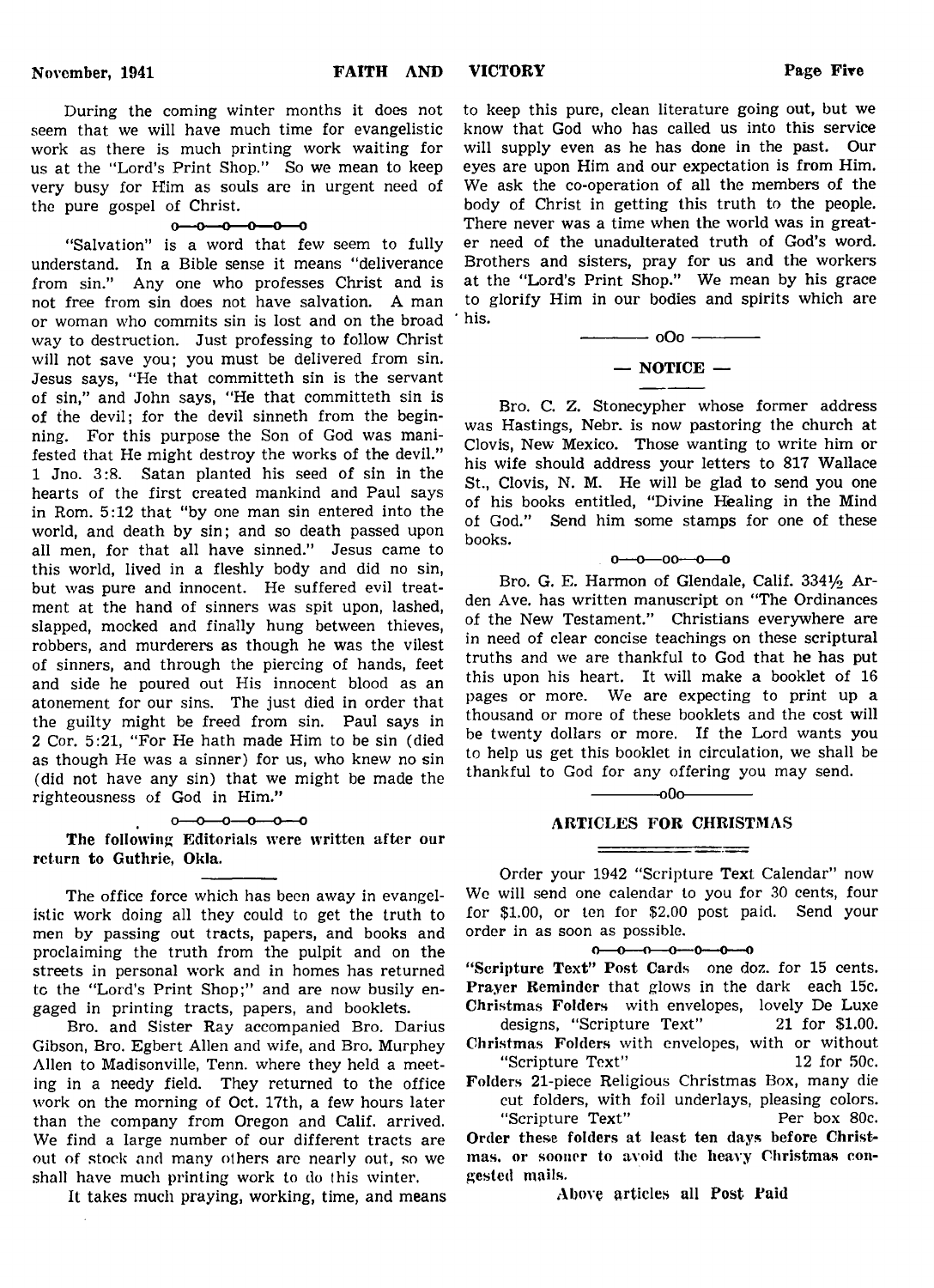During the coming winter months it does not seem that we will have much time for evangelistic work as there is much printing work waiting for us at the "Lord's Print Shop." So we mean to keep very busy for Him as souls are in urgent need of the pure gospel of Christ.

o—o—o—o—o—o

"Salvation" is a word that few seem to fully understand. In a Bible sense it means "deliverance from sin." Any one who professes Christ and is not free from sin does not have salvation. A man or woman who commits sin is lost and on the broad way to destruction. Just professing to follow Christ will not save you; you must be delivered from sin. Jesus says, "He that committeth sin is the servant of sin," and John says, "He that committeth sin is of the devil; for the devil sinneth from the beginning. For this purpose the Son of God was manifested that He might destroy the works of the devil." 1 Jno. 3:8. Satan planted his seed of sin in the hearts of the first created mankind and Paul says in Rom. 5:12 that "by one man sin entered into the world, and death by sin; and so death passed upon all men, for that all have sinned." Jesus came to this world, lived in a fleshly body and did no sin, but was pure and innocent. He suffered evil treatment at the hand of sinners was spit upon, lashed, slapped, mocked and finally hung between thieves, robbers, and murderers as though he was the vilest of sinners, and through the piercing of hands, feet and side he poured out His innocent blood as an atonement for our sins. The just died in order that the guilty might be freed from sin. Paul says in 2 Cor. 5:21, "For He hath made Him to be sin (died as though He was a sinner) for us, who knew no sin (did not have any sin) that we might be made the righteousness of God in Him."

o—o—o—o—o—o

**The following Editorials were written after our return to Guthrie, Okla.**

The office force which has been away in evangelistic work doing all they could to get the truth to men by passing out tracts, papers, and books and proclaiming the truth from the pulpit and on the streets in personal work and in homes has returned to the "Lord's Print Shop;" and are now busily engaged in printing tracts, papers, and booklets.

Bro. and Sister Ray accompanied Bro. Darius Gibson, Bro. Egbert Allen and wife, and Bro. Murphey Allen to Madisonville, Tenn. where they held a meeting in a needy field. They returned to the office work on the morning of Oct. 17th, a few hours later than the company from Oregon and Calif. arrived. We find a large number of our different tracts are out of stock and many others are nearly out, so we shall have much printing work to do this winter.

It takes much praying, working, time, and means to keep this pure, clean literature going out, but we know that God who has called us into this service will supply even as he has done in the past. Our eyes are upon Him and our expectation is from Him. We ask the co-operation of all the members of the body of Christ in getting this truth to the people. There never was a time when the world was in greater need of the unadulterated truth of God's word. Brothers and sisters, pray for us and the workers at the "Lord's Print Shop." We mean by his grace to glorify Him in our bodies and spirits which are his.

oOo

## — NOTICE —

Bro. C. Z. Stonecypher whose former address was Hastings, Nebr. is now pastoring the church at Clovis, New Mexico. Those wanting to write him or his wife should address your letters to 817 Wallace St., Clovis, N. M. He will be glad to send you one of his books entitled, "Divine Healing in the Mind of God." Send him some stamps for one of these books.

o—o—oo—o—o

Bro. G. E. Harmon of Glendale, Calif. 334½ Arden Ave. has written manuscript on "The Ordinances of the New Testament." Christians everywhere are in need of clear concise teachings on these scriptural truths and we are thankful to God that he has put this upon his heart. It will make a booklet of 16 pages or more. We are expecting to print up a thousand or more of these booklets and the cost will be twenty dollars or more. If the Lord wants you to help us get this booklet in circulation, we shall be thankful to God for any offering you may send.

oOo

## ARTICLES FOR CHRISTMAS

Order your 1942 "Scripture Text Calendar" now We will send one calendar to you for 30 cents, four for $1.00, or ten for $2.00 post paid. Send your order in as soon as possible.

o—o—o—o—o—o—o

**"Scripture Text" Post Cards** one doz. for 15 cents.
**Prayer Reminder** that glows in the dark each 15c.
**Christmas Folders** with envelopes, lovely De Luxe designs, "Scripture Text" 21 for $1.00.
**Christmas Folders** with envelopes, with or without "Scripture Text" 12 for 50c.
**Folders** 21-piece Religious Christmas Box, many die cut folders, with foil underlays, pleasing colors. "Scripture Text" Per box 80c.

**Order these folders at least ten days before Christmas, or sooner to avoid the heavy Christmas congested mails.**

**Above articles all Post Paid**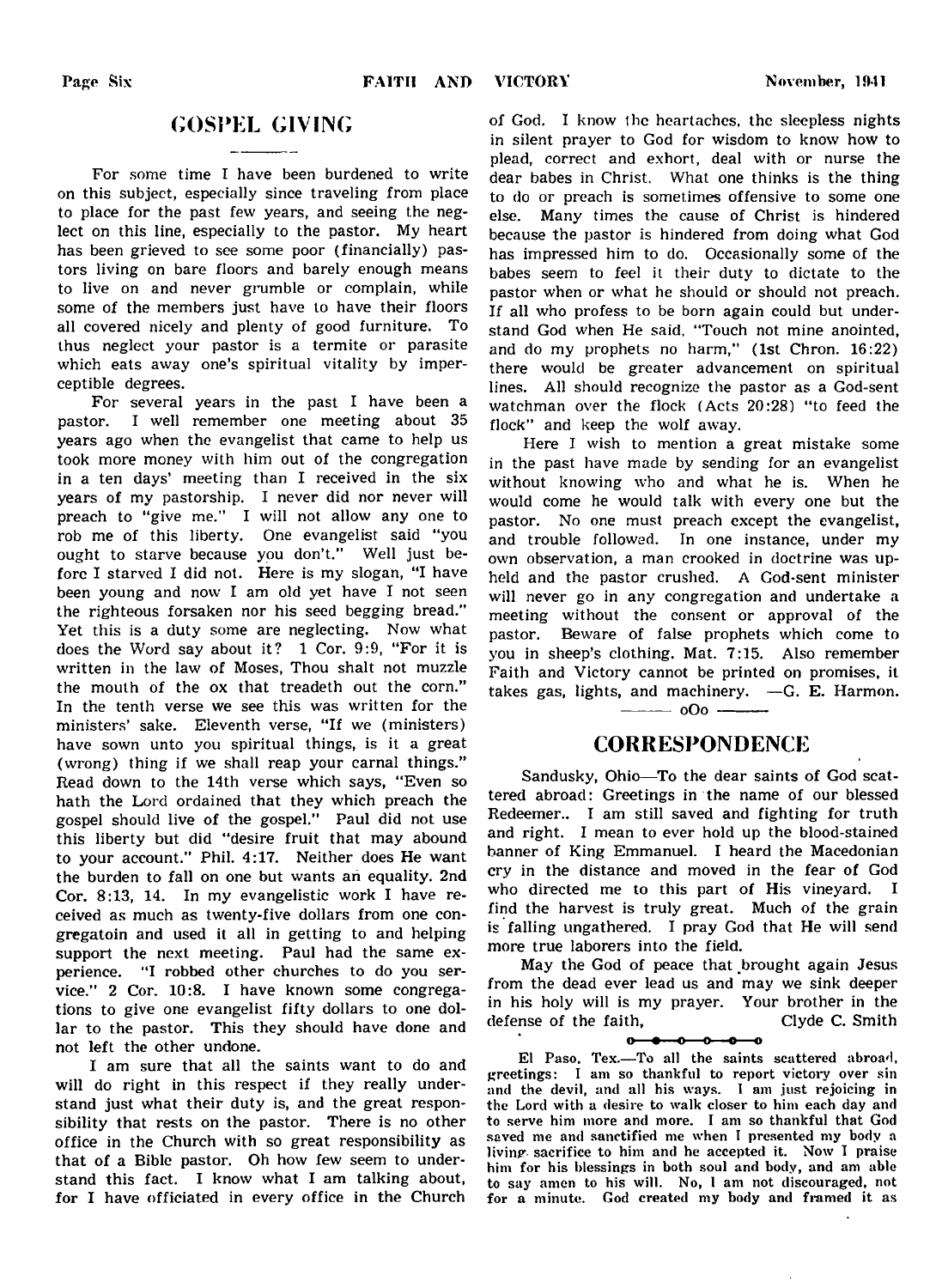## GOSPEL GIVING

For some time I have been burdened to write on this subject, especially since traveling from place to place for the past few years, and seeing the neglect on this line, especially to the pastor. My heart has been grieved to see some poor (financially) pastors living on bare floors and barely enough means to live on and never grumble or complain, while some of the members just have to have their floors all covered nicely and plenty of good furniture. To thus neglect your pastor is a termite or parasite which eats away one's spiritual vitality by imperceptible degrees.

For several years in the past I have been a pastor. I well remember one meeting about 35 years ago when the evangelist that came to help us took more money with him out of the congregation in a ten days' meeting than I received in the six years of my pastorship. I never did nor never will preach to "give me." I will not allow any one to rob me of this liberty. One evangelist said "you ought to starve because you don't." Well just before I starved I did not. Here is my slogan, "I have been young and now I am old yet have I not seen the righteous forsaken nor his seed begging bread." Yet this is a duty some are neglecting. Now what does the Word say about it? 1 Cor. 9:9, "For it is written in the law of Moses, Thou shalt not muzzle the mouth of the ox that treadeth out the corn." In the tenth verse we see this was written for the ministers' sake. Eleventh verse, "If we (ministers) have sown unto you spiritual things, is it a great (wrong) thing if we shall reap your carnal things." Read down to the 14th verse which says, "Even so hath the Lord ordained that they which preach the gospel should live of the gospel." Paul did not use this liberty but did "desire fruit that may abound to your account." Phil. 4:17. Neither does He want the burden to fall on one but wants an equality. 2nd Cor. 8:13, 14. In my evangelistic work I have received as much as twenty-five dollars from one congregatoin and used it all in getting to and helping support the next meeting. Paul had the same experience. "I robbed other churches to do you service." 2 Cor. 10:8. I have known some congregations to give one evangelist fifty dollars to one dollar to the pastor. This they should have done and not left the other undone.

I am sure that all the saints want to do and will do right in this respect if they really understand just what their duty is, and the great responsibility that rests on the pastor. There is no other office in the Church with so great responsibility as that of a Bible pastor. Oh how few seem to understand this fact. I know what I am talking about, for I have officiated in every office in the Church of God. I know the heartaches, the sleepless nights in silent prayer to God for wisdom to know how to plead, correct and exhort, deal with or nurse the dear babes in Christ. What one thinks is the thing to do or preach is sometimes offensive to some one else. Many times the cause of Christ is hindered because the pastor is hindered from doing what God has impressed him to do. Occasionally some of the babes seem to feel it their duty to dictate to the pastor when or what he should or should not preach. If all who profess to be born again could but understand God when He said, "Touch not mine anointed, and do my prophets no harm," (1st Chron. 16:22) there would be greater advancement on spiritual lines. All should recognize the pastor as a God-sent watchman over the flock (Acts 20:28) "to feed the flock" and keep the wolf away.

Here I wish to mention a great mistake some in the past have made by sending for an evangelist without knowing who and what he is. When he would come he would talk with every one but the pastor. No one must preach except the evangelist, and trouble followed. In one instance, under my own observation, a man crooked in doctrine was upheld and the pastor crushed. A God-sent minister will never go in any congregation and undertake a meeting without the consent or approval of the pastor. Beware of false prophets which come to you in sheep's clothing. Mat. 7:15. Also remember Faith and Victory cannot be printed on promises, it takes gas, lights, and machinery. —G. E. Harmon.

—— oOo ——

## CORRESPONDENCE

Sandusky, Ohio—To the dear saints of God scattered abroad: Greetings in the name of our blessed Redeemer.. I am still saved and fighting for truth and right. I mean to ever hold up the blood-stained banner of King Emmanuel. I heard the Macedonian cry in the distance and moved in the fear of God who directed me to this part of His vineyard. I find the harvest is truly great. Much of the grain is falling ungathered. I pray God that He will send more true laborers into the field.

May the God of peace that brought again Jesus from the dead ever lead us and may we sink deeper in his holy will is my prayer. Your brother in the defense of the faith, Clyde C. Smith

o—o—o—o—o

El Paso, Tex.—To all the saints scattered abroad, greetings: I am so thankful to report victory over sin and the devil, and all his ways. I am just rejoicing in the Lord with a desire to walk closer to him each day and to serve him more and more. I am so thankful that God saved me and sanctified me when I presented my body a living sacrifice to him and he accepted it. Now I praise him for his blessings in both soul and body, and am able to say amen to his will. No, I am not discouraged, not for a minute. God created my body and framed it as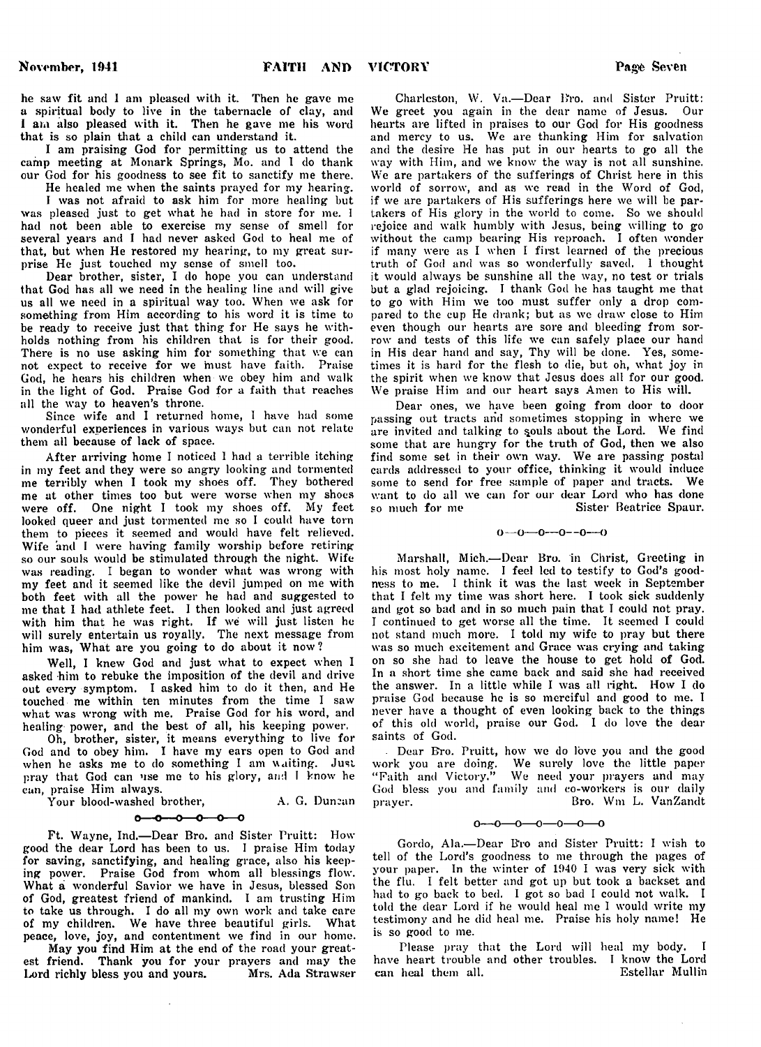he saw fit and I am pleased with it. Then he gave me a spiritual body to live in the tabernacle of clay, and I am also pleased with it. Then he gave me his word that is so plain that a child can understand it.

I am praising God for permitting us to attend the camp meeting at Monark Springs, Mo. and I do thank our God for his goodness to see fit to sanctify me there.

He healed me when the saints prayed for my hearing. I was not afraid to ask him for more healing but was pleased just to get what he had in store for me. I had not been able to exercise my sense of smell for several years and I had never asked God to heal me of that, but when He restored my hearing, to my great surprise He just touched my sense of smell too.

Dear brother, sister, I do hope you can understand that God has all we need in the healing line and will give us all we need in a spiritual way too. When we ask for something from Him according to his word it is time to be ready to receive just that thing for He says he withholds nothing from his children that is for their good. There is no use asking him for something that we can not expect to receive for we must have faith. Praise God, he hears his children when we obey him and walk in the light of God. Praise God for a faith that reaches all the way to heaven's throne.

Since wife and I returned home, I have had some wonderful experiences in various ways but can not relate them all because of lack of space.

After arriving home I noticed I had a terrible itching in my feet and they were so angry looking and tormented me terribly when I took my shoes off. They bothered me at other times too but were worse when my shoes were off. One night I took my shoes off. My feet looked queer and just tormented me so I could have torn them to pieces it seemed and would have felt relieved. Wife and I were having family worship before retiring so our souls would be stimulated through the night. Wife was reading. I began to wonder what was wrong with my feet and it seemed like the devil jumped on me with both feet with all the power he had and suggested to me that I had athlete feet. I then looked and just agreed with him that he was right. If we will just listen he will surely entertain us royally. The next message from him was, What are you going to do about it now?

Well, I knew God and just what to expect when I asked him to rebuke the imposition of the devil and drive out every symptom. I asked him to do it then, and He touched me within ten minutes from the time I saw what was wrong with me. Praise God for his word, and healing power, and the best of all, his keeping power.

Oh, brother, sister, it means everything to live for God and to obey him. I have my ears open to God and when he asks me to do something I am waiting. Just pray that God can use me to his glory, and I know he can, praise Him always.

Your blood-washed brother, A. G. Duncan

o—o—o—o—o—o

Ft. Wayne, Ind.—Dear Bro. and Sister Pruitt: How good the dear Lord has been to us. I praise Him today for saving, sanctifying, and healing grace, also his keeping power. Praise God from whom all blessings flow. What a wonderful Savior we have in Jesus, blessed Son of God, greatest friend of mankind. I am trusting Him to take us through. I do all my own work and take care of my children. We have three beautiful girls. What peace, love, joy, and contentment we find in our home.

May you find Him at the end of the road your greatest friend. Thank you for your prayers and may the Lord richly bless you and yours. Mrs. Ada Strawser

Charleston, W. Va.—Dear Bro. and Sister Pruitt: We greet you again in the dear name of Jesus. Our hearts are lifted in praises to our God for His goodness and mercy to us. We are thanking Him for salvation and the desire He has put in our hearts to go all the way with Him, and we know the way is not all sunshine. We are partakers of the sufferings of Christ here in this world of sorrow, and as we read in the Word of God, if we are partakers of His sufferings here we will be partakers of His glory in the world to come. So we should rejoice and walk humbly with Jesus, being willing to go without the camp bearing His reproach. I often wonder if many were as I when I first learned of the precious truth of God and was so wonderfully saved. I thought it would always be sunshine all the way, no test or trials but a glad rejoicing. I thank God he has taught me that to go with Him we too must suffer only a drop compared to the cup He drank; but as we draw close to Him even though our hearts are sore and bleeding from sorrow and tests of this life we can safely place our hand in His dear hand and say, Thy will be done. Yes, sometimes it is hard for the flesh to die, but oh, what joy in the spirit when we know that Jesus does all for our good. We praise Him and our heart says Amen to His will.

Dear ones, we have been going from door to door passing out tracts and sometimes stopping in where we are invited and talking to souls about the Lord. We find some that are hungry for the truth of God, then we also find some set in their own way. We are passing postal cards addressed to your office, thinking it would induce some to send for free sample of paper and tracts. We want to do all we can for our dear Lord who has done so much for me Sister Beatrice Spaur.

o—o—o—o—o—o

Marshall, Mich.—Dear Bro. in Christ, Greeting in his most holy name. I feel led to testify to God's goodness to me. I think it was the last week in September that I felt my time was short here. I took sick suddenly and got so bad and in so much pain that I could not pray. I continued to get worse all the time. It seemed I could not stand much more. I told my wife to pray but there was so much excitement and Grace was crying and taking on so she had to leave the house to get hold of God. In a short time she came back and said she had received the answer. In a little while I was all right. How I do praise God because he is so merciful and good to me. I never have a thought of even looking back to the things of this old world, praise our God. I do love the dear saints of God.

Dear Bro. Pruitt, how we do love you and the good work you are doing. We surely love the little paper "Faith and Victory." We need your prayers and may God bless you and family and co-workers is our daily prayer. Bro. Wm L. VanZandt

o—o—o—o—o—o—o

Gordo, Ala.—Dear Bro and Sister Pruitt: I wish to tell of the Lord's goodness to me through the pages of your paper. In the winter of 1940 I was very sick with the flu. I felt better and got up but took a backset and had to go back to bed. I got so bad I could not walk. I told the dear Lord if he would heal me I would write my testimony and he did heal me. Praise his holy name! He is so good to me.

Please pray that the Lord will heal my body. I have heart trouble and other troubles. I know the Lord can heal them all. Estellar Mullin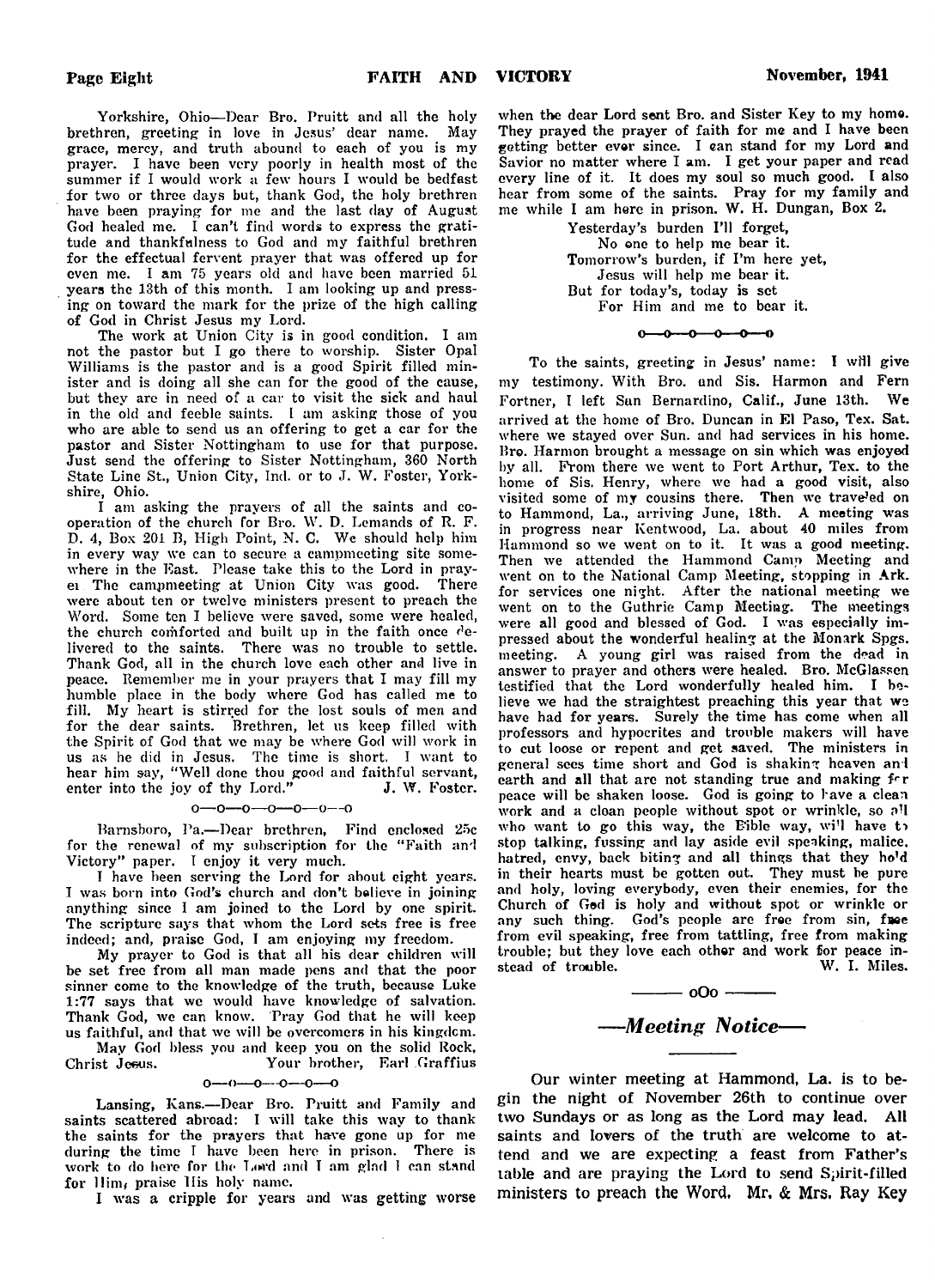Yorkshire, Ohio—Dear Bro. Pruitt and all the holy brethren, greeting in love in Jesus' dear name. May grace, mercy, and truth abound to each of you is my prayer. I have been very poorly in health most of the summer if I would work a few hours I would be bedfast for two or three days but, thank God, the holy brethren have been praying for me and the last day of August God healed me. I can't find words to express the gratitude and thankfulness to God and my faithful brethren for the effectual fervent prayer that was offered up for even me. I am 75 years old and have been married 51 years the 13th of this month. I am looking up and pressing on toward the mark for the prize of the high calling of God in Christ Jesus my Lord.

The work at Union City is in good condition. I am not the pastor but I go there to worship. Sister Opal Williams is the pastor and is a good Spirit filled minister and is doing all she can for the good of the cause, but they are in need of a car to visit the sick and haul in the old and feeble saints. I am asking those of you who are able to send us an offering to get a car for the pastor and Sister Nottingham to use for that purpose. Just send the offering to Sister Nottingham, 360 North State Line St., Union City, Ind. or to J. W. Foster, Yorkshire, Ohio.

I am asking the prayers of all the saints and cooperation of the church for Bro. W. D. Lemands of R. F. D. 4, Box 201 B, High Point, N. C. We should help him in every way we can to secure a campmeeting site somewhere in the East. Please take this to the Lord in prayer The campmeeting at Union City was good. There were about ten or twelve ministers present to preach the Word. Some ten I believe were saved, some were healed, the church comforted and built up in the faith once delivered to the saints. There was no trouble to settle. Thank God, all in the church love each other and live in peace. Remember me in your prayers that I may fill my humble place in the body where God has called me to fill. My heart is stirred for the lost souls of men and for the dear saints. Brethren, let us keep filled with the Spirit of God that we may be where God will work in us as he did in Jesus. The time is short. I want to hear him say, "Well done thou good and faithful servant, enter into the joy of thy Lord." J. W. Foster.

o—o—o—o—o—o—o

Barnsboro, Pa.—Dear brethren, Find enclosed 25c for the renewal of my subscription for the "Faith and Victory" paper. I enjoy it very much.

I have been serving the Lord for about eight years. I was born into God's church and don't believe in joining anything since I am joined to the Lord by one spirit. The scripture says that whom the Lord sets free is free indeed; and, praise God, I am enjoying my freedom.

My prayer to God is that all his dear children will be set free from all man made pens and that the poor sinner come to the knowledge of the truth, because Luke 1:77 says that we would have knowledge of salvation. Thank God, we can know. Pray God that he will keep us faithful, and that we will be overcomers in his kingdom.

May God bless you and keep you on the solid Rock, Christ Jesus. Your brother, Earl Graffius

o—o—o—o—o—o

Lansing, Kans.—Dear Bro. Pruitt and Family and saints scattered abroad: I will take this way to thank the saints for the prayers that have gone up for me during the time I have been here in prison. There is work to do here for the Lord and I am glad I can stand for Him, praise His holy name.

I was a cripple for years and was getting worse when the dear Lord sent Bro. and Sister Key to my home. They prayed the prayer of faith for me and I have been getting better ever since. I can stand for my Lord and Savior no matter where I am. I get your paper and read every line of it. It does my soul so much good. I also hear from some of the saints. Pray for my family and me while I am here in prison. W. H. Dungan, Box 2.

> Yesterday's burden I'll forget,
> No one to help me bear it.
> Tomorrow's burden, if I'm here yet,
> Jesus will help me bear it.
> But for today's, today is set
> For Him and me to bear it.

o—o—o—o—o—o

To the saints, greeting in Jesus' name: I will give my testimony. With Bro. and Sis. Harmon and Fern Fortner, I left San Bernardino, Calif., June 13th. We arrived at the home of Bro. Duncan in El Paso, Tex. Sat. where we stayed over Sun. and had services in his home. Bro. Harmon brought a message on sin which was enjoyed by all. From there we went to Port Arthur, Tex. to the home of Sis. Henry, where we had a good visit, also visited some of my cousins there. Then we traveled on to Hammond, La., arriving June, 18th. A meeting was in progress near Kentwood, La. about 40 miles from Hammond so we went on to it. It was a good meeting. Then we attended the Hammond Camp Meeting and went on to the National Camp Meeting, stopping in Ark. for services one night. After the national meeting we went on to the Guthrie Camp Meeting. The meetings were all good and blessed of God. I was especially impressed about the wonderful healing at the Monark Spgs. meeting. A young girl was raised from the dead in answer to prayer and others were healed. Bro. McGlassen testified that the Lord wonderfully healed him. I believe we had the straightest preaching this year that we have had for years. Surely the time has come when all professors and hypocrites and trouble makers will have to cut loose or repent and get saved. The ministers in general sees time short and God is shaking heaven and earth and all that are not standing true and making for peace will be shaken loose. God is going to have a clean work and a clean people without spot or wrinkle, so all who want to go this way, the Bible way, will have to stop talking, fussing and lay aside evil speaking, malice, hatred, envy, back biting and all things that they hold in their hearts must be gotten out. They must be pure and holy, loving everybody, even their enemies, for the Church of God is holy and without spot or wrinkle or any such thing. God's people are free from sin, free from evil speaking, free from tattling, free from making trouble; but they love each other and work for peace instead of trouble. W. I. Miles.

oOo

## —Meeting Notice—

Our winter meeting at Hammond, La. is to begin the night of November 26th to continue over two Sundays or as long as the Lord may lead. All saints and lovers of the truth are welcome to attend and we are expecting a feast from Father's table and are praying the Lord to send Spirit-filled ministers to preach the Word. Mr. & Mrs. Ray Key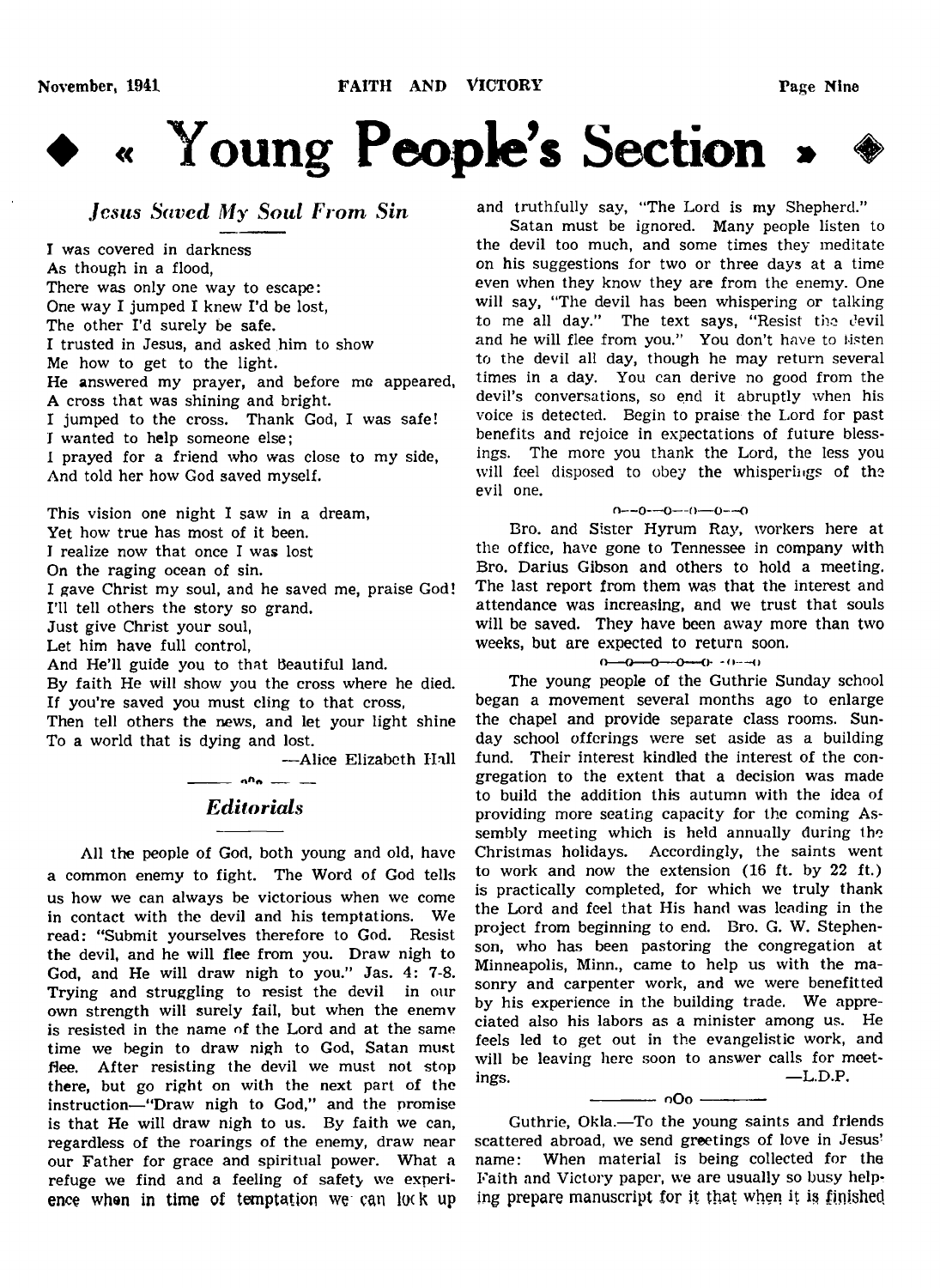# « Young People's Section »

## *Jesus Saved My Soul From Sin*

I was covered in darkness
As though in a flood,
There was only one way to escape:
One way I jumped I knew I'd be lost,
The other I'd surely be safe.
I trusted in Jesus, and asked him to show
Me how to get to the light.
He answered my prayer, and before me appeared,
A cross that was shining and bright.
I jumped to the cross. Thank God, I was safe!
I wanted to help someone else;
I prayed for a friend who was close to my side,
And told her how God saved myself.

This vision one night I saw in a dream,
Yet how true has most of it been.
I realize now that once I was lost
On the raging ocean of sin.
I gave Christ my soul, and he saved me, praise God!
I'll tell others the story so grand.
Just give Christ your soul,
Let him have full control,
And He'll guide you to that Beautiful land.
By faith He will show you the cross where he died.
If you're saved you must cling to that cross,
Then tell others the news, and let your light shine
To a world that is dying and lost.

—Alice Elizabeth Hall

## *Editorials*

All the people of God, both young and old, have a common enemy to fight. The Word of God tells us how we can always be victorious when we come in contact with the devil and his temptations. We read: "Submit yourselves therefore to God. Resist the devil, and he will flee from you. Draw nigh to God, and He will draw nigh to you." Jas. 4: 7-8. Trying and struggling to resist the devil in our own strength will surely fail, but when the enemy is resisted in the name of the Lord and at the same time we begin to draw nigh to God, Satan must flee. After resisting the devil we must not stop there, but go right on with the next part of the instruction—"Draw nigh to God," and the promise is that He will draw nigh to us. By faith we can, regardless of the roarings of the enemy, draw near our Father for grace and spiritual power. What a refuge we find and a feeling of safety we experience when in time of temptation we can look up and truthfully say, "The Lord is my Shepherd."

Satan must be ignored. Many people listen to the devil too much, and some times they meditate on his suggestions for two or three days at a time even when they know they are from the enemy. One will say, "The devil has been whispering or talking to me all day." The text says, "Resist the devil and he will flee from you." You don't have to listen to the devil all day, though he may return several times in a day. You can derive no good from the devil's conversations, so end it abruptly when his voice is detected. Begin to praise the Lord for past benefits and rejoice in expectations of future blessings. The more you thank the Lord, the less you will feel disposed to obey the whisperings of the evil one.

o—o—o—o—o—o

Bro. and Sister Hyrum Ray, workers here at the office, have gone to Tennessee in company with Bro. Darius Gibson and others to hold a meeting. The last report from them was that the interest and attendance was increasing, and we trust that souls will be saved. They have been away more than two weeks, but are expected to return soon.

o—o—o—o—o—o

The young people of the Guthrie Sunday school began a movement several months ago to enlarge the chapel and provide separate class rooms. Sunday school offerings were set aside as a building fund. Their interest kindled the interest of the congregation to the extent that a decision was made to build the addition this autumn with the idea of providing more seating capacity for the coming Assembly meeting which is held annually during the Christmas holidays. Accordingly, the saints went to work and now the extension (16 ft. by 22 ft.) is practically completed, for which we truly thank the Lord and feel that His hand was leading in the project from beginning to end. Bro. G. W. Stephenson, who has been pastoring the congregation at Minneapolis, Minn., came to help us with the masonry and carpenter work, and we were benefitted by his experience in the building trade. We appreciated also his labors as a minister among us. He feels led to get out in the evangelistic work, and will be leaving here soon to answer calls for meetings.

—L.D.P.

Guthrie, Okla.—To the young saints and friends scattered abroad, we send greetings of love in Jesus' name: When material is being collected for the Faith and Victory paper, we are usually so busy helping prepare manuscript for it that when it is finished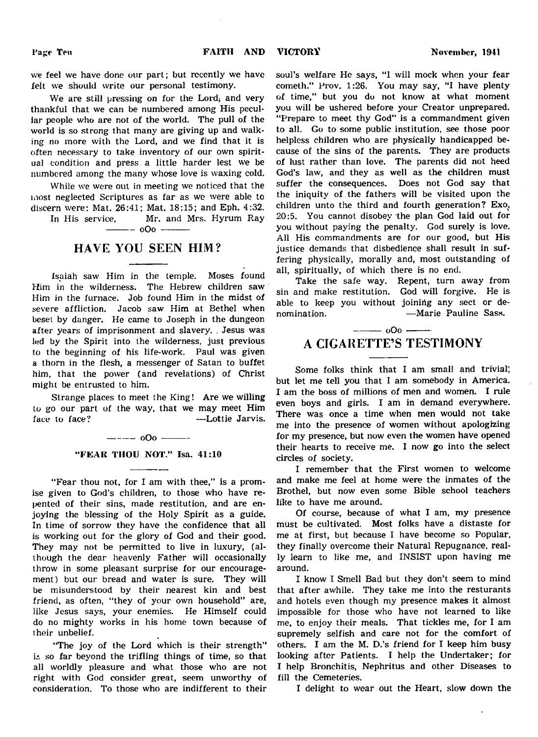we feel we have done our part; but recently we have felt we should write our personal testimony.

We are still pressing on for the Lord, and very thankful that we can be numbered among His peculiar people who are not of the world. The pull of the world is so strong that many are giving up and walking no more with the Lord, and we find that it is often necessary to take inventory of our own spiritual condition and press a little harder lest we be numbered among the many whose love is waxing cold.

While we were out in meeting we noticed that the most neglected Scriptures as far as we were able to discern were: Mat. 26:41; Mat. 18:15; and Eph. 4:32.

In His service, Mr. and Mrs. Hyrum Ray

——— oOo ———

## HAVE YOU SEEN HIM?

Isaiah saw Him in the temple. Moses found Him in the wilderness. The Hebrew children saw Him in the furnace. Job found Him in the midst of severe affliction. Jacob saw Him at Bethel when beset by danger. He came to Joseph in the dungeon after years of imprisonment and slavery. Jesus was led by the Spirit into the wilderness, just previous to the beginning of his life-work. Paul was given a thorn in the flesh, a messenger of Satan to buffet him, that the power (and revelations) of Christ might be entrusted to him.

Strange places to meet the King! Are we willing to go our part of the way, that we may meet Him face to face? —Lottie Jarvis.

——— oOo ———

### "FEAR THOU NOT." Isa. 41:10

"Fear thou not, for I am with thee," is a promise given to God's children, to those who have repented of their sins, made restitution, and are enjoying the blessing of the Holy Spirit as a guide. In time of sorrow they have the confidence that all is working out for the glory of God and their good. They may not be permitted to live in luxury, (although the dear heavenly Father will occasionally throw in some pleasant surprise for our encouragement) but our bread and water is sure. They will be misunderstood by their nearest kin and best friend, as often, "they of your own household" are, like Jesus says, your enemies. He Himself could do no mighty works in his home town because of their unbelief.

"The joy of the Lord which is their strength" is so far beyond the trifling things of time, so that all worldly pleasure and what those who are not right with God consider great, seem unworthy of consideration. To those who are indifferent to their soul's welfare He says, "I will mock when your fear cometh." Prov. 1:26. You may say, "I have plenty of time," but you do not know at what moment you will be ushered before your Creator unprepared. "Prepare to meet thy God" is a commandment given to all. Go to some public institution, see those poor helpless children who are physically handicapped because of the sins of the parents. They are products of lust rather than love. The parents did not heed God's law, and they as well as the children must suffer the consequences. Does not God say that the iniquity of the fathers will be visited upon the children unto the third and fourth generation? Exo. 20:5. You cannot disobey the plan God laid out for you without paying the penalty. God surely is love. All His commandments are for our good, but His justice demands that disbedience shall result in suffering physically, morally and, most outstanding of all, spiritually, of which there is no end.

Take the safe way. Repent, turn away from sin and make restitution. God will forgive. He is able to keep you without joining any sect or denomination. —Marie Pauline Sass.

——— oOo ———

## A CIGARETTE'S TESTIMONY

Some folks think that I am small and trivial; but let me tell you that I am somebody in America. I am the boss of millions of men and women. I rule even boys and girls. I am in demand everywhere. There was once a time when men would not take me into the presence of women without apologizing for my presence, but now even the women have opened their hearts to receive me. I now go into the select circles of society.

I remember that the First women to welcome and make me feel at home were the inmates of the Brothel, but now even some Bible school teachers like to have me around.

Of course, because of what I am, my presence must be cultivated. Most folks have a distaste for me at first, but because I have become so Popular, they finally overcome their Natural Repugnance, really learn to like me, and INSIST upon having me around.

I know I Smell Bad but they don't seem to mind that after awhile. They take me into the resturants and hotels even though my presence makes it almost impossible for those who have not learned to like me, to enjoy their meals. That tickles me, for I am supremely selfish and care not for the comfort of others. I am the M. D.'s friend for I keep him busy looking after Patients. I help the Undertaker; for I help Bronchitis, Nephritus and other Diseases to fill the Cemeteries.

I delight to wear out the Heart, slow down the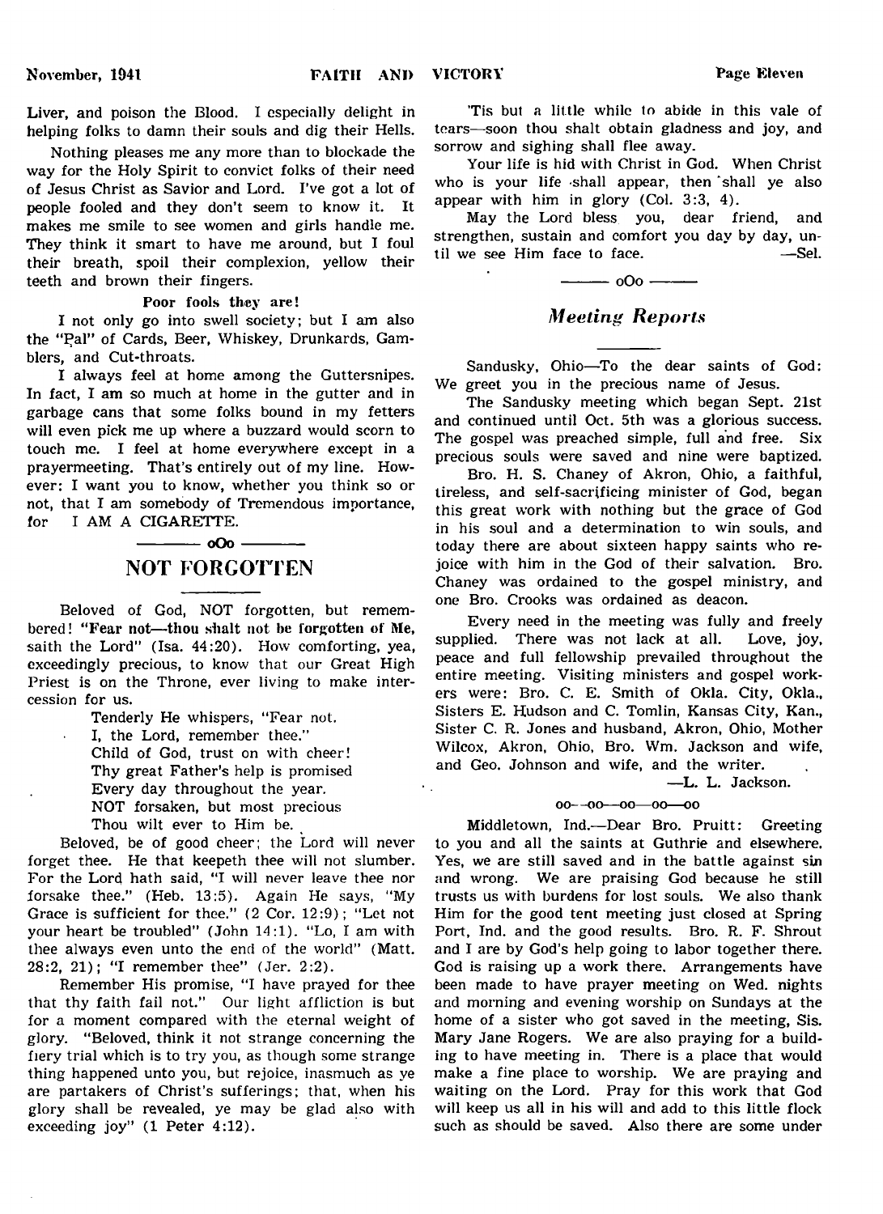Liver, and poison the Blood. I especially delight in helping folks to damn their souls and dig their Hells.

Nothing pleases me any more than to blockade the way for the Holy Spirit to convict folks of their need of Jesus Christ as Savior and Lord. I've got a lot of people fooled and they don't seem to know it. It makes me smile to see women and girls handle me. They think it smart to have me around, but I foul their breath, spoil their complexion, yellow their teeth and brown their fingers.

**Poor fools they are!**

I not only go into swell society; but I am also the "Pal" of Cards, Beer, Whiskey, Drunkards, Gamblers, and Cut-throats.

I always feel at home among the Guttersnipes. In fact, I am so much at home in the gutter and in garbage cans that some folks bound in my fetters will even pick me up where a buzzard would scorn to touch me. I feel at home everywhere except in a prayermeeting. That's entirely out of my line. However: I want you to know, whether you think so or not, that I am somebody of Tremendous importance, for I AM A CIGARETTE.

oOo

## NOT FORGOTTEN

Beloved of God, NOT forgotten, but remembered! **"Fear not—thou shalt not be forgotten of Me, saith the Lord"** (Isa. 44:20). How comforting, yea, exceedingly precious, to know that our Great High Priest is on the Throne, ever living to make intercession for us.

Tenderly He whispers, "Fear not.
I, the Lord, remember thee."
Child of God, trust on with cheer!
Thy great Father's help is promised
Every day throughout the year.
NOT forsaken, but most precious
Thou wilt ever to Him be.

Beloved, be of good cheer; the Lord will never forget thee. He that keepeth thee will not slumber. For the Lord hath said, "I will never leave thee nor forsake thee." (Heb. 13:5). Again He says, "My Grace is sufficient for thee." (2 Cor. 12:9); "Let not your heart be troubled" (John 14:1). "Lo, I am with thee always even unto the end of the world" (Matt. 28:2, 21); "I remember thee" (Jer. 2:2).

Remember His promise, "I have prayed for thee that thy faith fail not." Our light affliction is but for a moment compared with the eternal weight of glory. "Beloved, think it not strange concerning the fiery trial which is to try you, as though some strange thing happened unto you, but rejoice, inasmuch as ye are partakers of Christ's sufferings; that, when his glory shall be revealed, ye may be glad also with exceeding joy" (1 Peter 4:12).

'Tis but a little while to abide in this vale of tears—soon thou shalt obtain gladness and joy, and sorrow and sighing shall flee away.

Your life is hid with Christ in God. When Christ who is your life shall appear, then shall ye also appear with him in glory (Col. 3:3, 4).

May the Lord bless you, dear friend, and strengthen, sustain and comfort you day by day, until we see Him face to face. —Sel.

oOo

## *Meeting Reports*

Sandusky, Ohio—To the dear saints of God: We greet you in the precious name of Jesus.

The Sandusky meeting which began Sept. 21st and continued until Oct. 5th was a glorious success. The gospel was preached simple, full and free. Six precious souls were saved and nine were baptized.

Bro. H. S. Chaney of Akron, Ohio, a faithful, tireless, and self-sacrificing minister of God, began this great work with nothing but the grace of God in his soul and a determination to win souls, and today there are about sixteen happy saints who rejoice with him in the God of their salvation. Bro. Chaney was ordained to the gospel ministry, and one Bro. Crooks was ordained as deacon.

Every need in the meeting was fully and freely supplied. There was not lack at all. Love, joy, peace and full fellowship prevailed throughout the entire meeting. Visiting ministers and gospel workers were: Bro. C. E. Smith of Okla. City, Okla., Sisters E. Hudson and C. Tomlin, Kansas City, Kan., Sister C. R. Jones and husband, Akron, Ohio, Mother Wilcox, Akron, Ohio, Bro. Wm. Jackson and wife, and Geo. Johnson and wife, and the writer.

—L. L. Jackson.

oo—oo—oo—oo—oo

Middletown, Ind.—Dear Bro. Pruitt: Greeting to you and all the saints at Guthrie and elsewhere. Yes, we are still saved and in the battle against sin and wrong. We are praising God because he still trusts us with burdens for lost souls. We also thank Him for the good tent meeting just closed at Spring Port, Ind. and the good results. Bro. R. F. Shrout and I are by God's help going to labor together there. God is raising up a work there. Arrangements have been made to have prayer meeting on Wed. nights and morning and evening worship on Sundays at the home of a sister who got saved in the meeting, Sis. Mary Jane Rogers. We are also praying for a building to have meeting in. There is a place that would make a fine place to worship. We are praying and waiting on the Lord. Pray for this work that God will keep us all in his will and add to this little flock such as should be saved. Also there are some under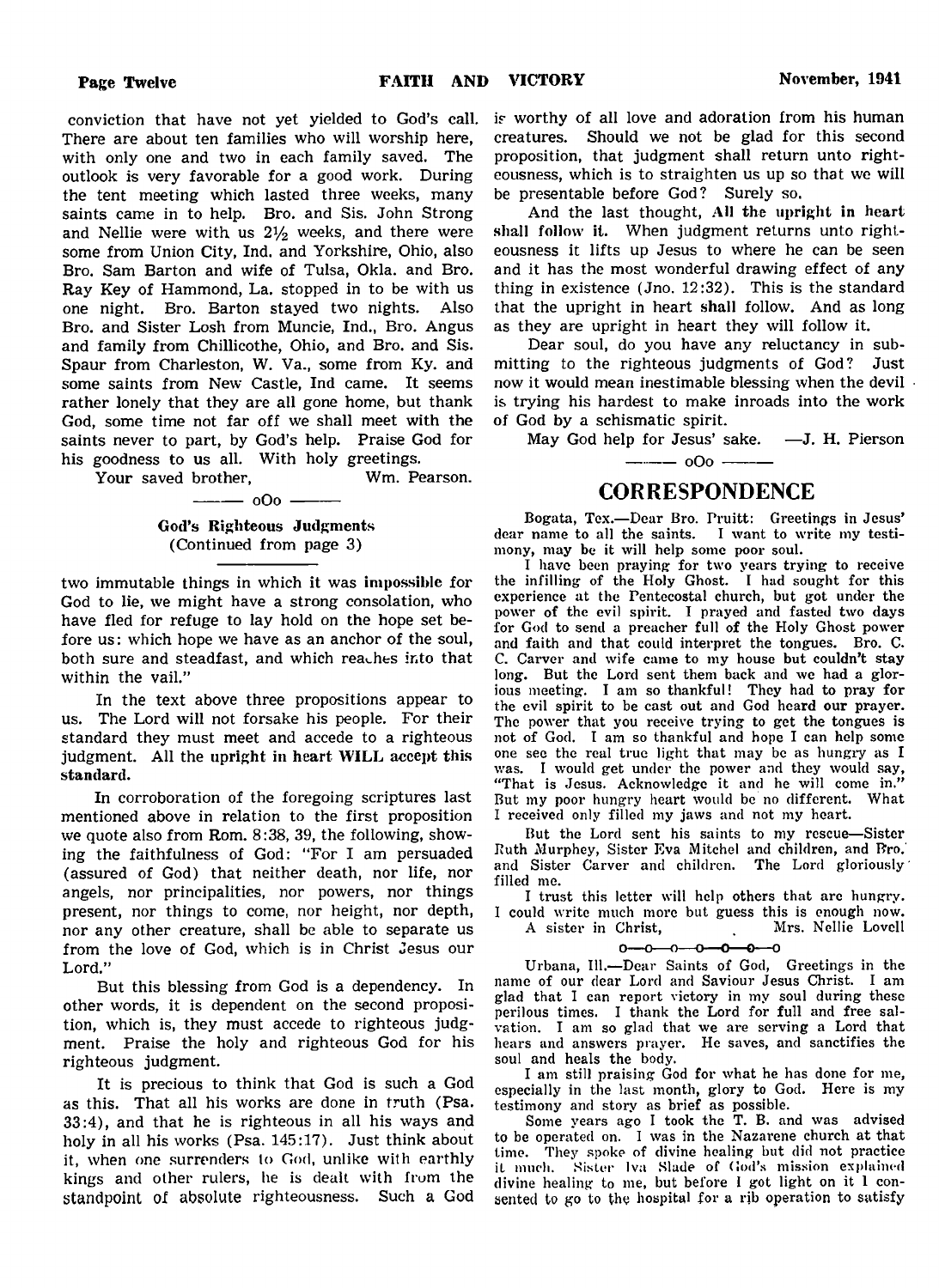conviction that have not yet yielded to God's call. There are about ten families who will worship here, with only one and two in each family saved. The outlook is very favorable for a good work. During the tent meeting which lasted three weeks, many saints came in to help. Bro. and Sis. John Strong and Nellie were with us 2½ weeks, and there were some from Union City, Ind. and Yorkshire, Ohio, also Bro. Sam Barton and wife of Tulsa, Okla. and Bro. Ray Key of Hammond, La. stopped in to be with us one night. Bro. Barton stayed two nights. Also Bro. and Sister Losh from Muncie, Ind., Bro. Angus and family from Chillicothe, Ohio, and Bro. and Sis. Spaur from Charleston, W. Va., some from Ky. and some saints from New Castle, Ind came. It seems rather lonely that they are all gone home, but thank God, some time not far off we shall meet with the saints never to part, by God's help. Praise God for his goodness to us all. With holy greetings.

Your saved brother, Wm. Pearson.

——— oOo ———

**God's Righteous Judgments**
(Continued from page 3)

two immutable things in which it was impossible for God to lie, we might have a strong consolation, who have fled for refuge to lay hold on the hope set before us: which hope we have as an anchor of the soul, both sure and steadfast, and which reaches into that within the vail."

In the text above three propositions appear to us. The Lord will not forsake his people. For their standard they must meet and accede to a righteous judgment. All the **upright in heart WILL accept this standard.**

In corroboration of the foregoing scriptures last mentioned above in relation to the first proposition we quote also from Rom. 8:38, 39, the following, showing the faithfulness of God: "For I am persuaded (assured of God) that neither death, nor life, nor angels, nor principalities, nor powers, nor things present, nor things to come, nor height, nor depth, nor any other creature, shall be able to separate us from the love of God, which is in Christ Jesus our Lord."

But this blessing from God is a dependency. In other words, it is dependent on the second proposition, which is, they must accede to righteous judgment. Praise the holy and righteous God for his righteous judgment.

It is precious to think that God is such a God as this. That all his works are done in truth (Psa. 33:4), and that he is righteous in all his ways and holy in all his works (Psa. 145:17). Just think about it, when one surrenders to God, unlike with earthly kings and other rulers, he is dealt with from the standpoint of absolute righteousness. Such a God is worthy of all love and adoration from his human creatures. Should we not be glad for this second proposition, that judgment shall return unto righteousness, which is to straighten us up so that we will be presentable before God? Surely so.

And the last thought, **All the upright in heart shall follow it.** When judgment returns unto righteousness it lifts up Jesus to where he can be seen and it has the most wonderful drawing effect of any thing in existence (Jno. 12:32). This is the standard that the upright in heart shall follow. And as long as they are upright in heart they will follow it.

Dear soul, do you have any reluctancy in submitting to the righteous judgments of God? Just now it would mean inestimable blessing when the devil is trying his hardest to make inroads into the work of God by a schismatic spirit.

May God help for Jesus' sake. —J. H. Pierson

——— oOo ———

## CORRESPONDENCE

Bogata, Tex.—Dear Bro. Pruitt: Greetings in Jesus' dear name to all the saints. I want to write my testimony, may be it will help some poor soul.

I have been praying for two years trying to receive the infilling of the Holy Ghost. I had sought for this experience at the Pentecostal church, but got under the power of the evil spirit. I prayed and fasted two days for God to send a preacher full of the Holy Ghost power and faith and that could interpret the tongues. Bro. C. C. Carver and wife came to my house but couldn't stay long. But the Lord sent them back and we had a glorious meeting. I am so thankful! They had to pray for the evil spirit to be cast out and God heard our prayer. The power that you receive trying to get the tongues is not of God. I am so thankful and hope I can help some one see the real true light that may be as hungry as I was. I would get under the power and they would say, "That is Jesus. Acknowledge it and he will come in." But my poor hungry heart would be no different. What I received only filled my jaws and not my heart.

But the Lord sent his saints to my rescue—Sister Ruth Murphey, Sister Eva Mitchel and children, and Bro. and Sister Carver and children. The Lord gloriously filled me.

I trust this letter will help others that are hungry. I could write much more but guess this is enough now.

A sister in Christ, Mrs. Nellie Lovell

o—o—o—o—o—o—o

Urbana, Ill.—Dear Saints of God, Greetings in the name of our dear Lord and Saviour Jesus Christ. I am glad that I can report victory in my soul during these perilous times. I thank the Lord for full and free salvation. I am so glad that we are serving a Lord that hears and answers prayer. He saves, and sanctifies the soul and heals the body.

I am still praising God for what he has done for me, especially in the last month, glory to God. Here is my testimony and story as brief as possible.

Some years ago I took the T. B. and was advised to be operated on. I was in the Nazarene church at that time. They spoke of divine healing but did not practice it much. Sister Iva Slade of God's mission explained divine healing to me, but before I got light on it I consented to go to the hospital for a rib operation to satisfy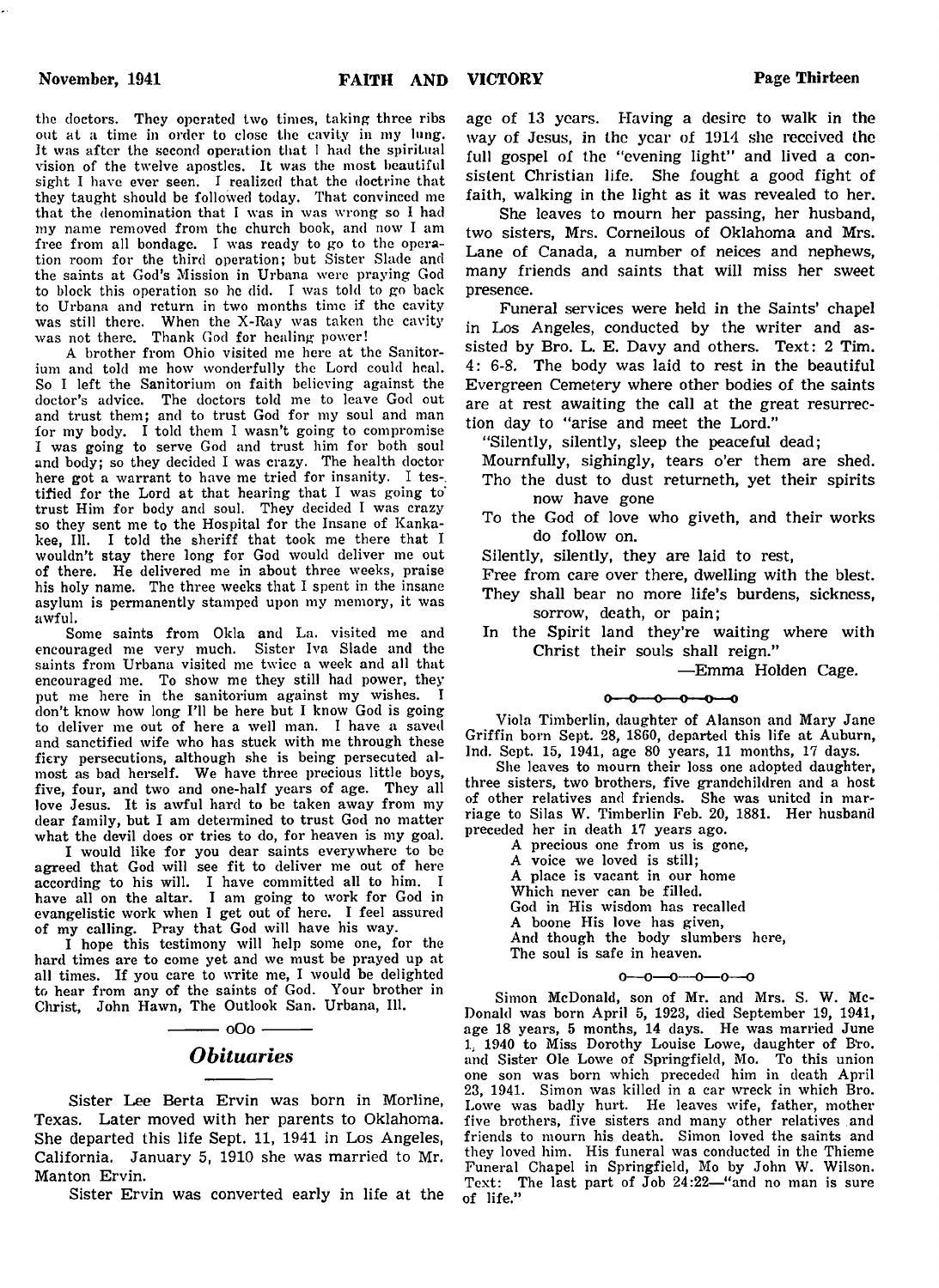the doctors. They operated two times, taking three ribs out at a time in order to close the cavity in my lung. It was after the second operation that I had the spiritual vision of the twelve apostles. It was the most beautiful sight I have ever seen. I realized that the doctrine that they taught should be followed today. That convinced me that the denomination that I was in was wrong so I had my name removed from the church book, and now I am free from all bondage. I was ready to go to the operation room for the third operation; but Sister Slade and the saints at God's Mission in Urbana were praying God to block this operation so he did. I was told to go back to Urbana and return in two months time if the cavity was still there. When the X-Ray was taken the cavity was not there. Thank God for healing power!

A brother from Ohio visited me here at the Sanitorium and told me how wonderfully the Lord could heal. So I left the Sanitorium on faith believing against the doctor's advice. The doctors told me to leave God out and trust them; and to trust God for my soul and man for my body. I told them I wasn't going to compromise I was going to serve God and trust him for both soul and body; so they decided I was crazy. The health doctor here got a warrant to have me tried for insanity. I testified for the Lord at that hearing that I was going to trust Him for body and soul. They decided I was crazy so they sent me to the Hospital for the Insane of Kankakee, Ill. I told the sheriff that took me there that I wouldn't stay there long for God would deliver me out of there. He delivered me in about three weeks, praise his holy name. The three weeks that I spent in the insane asylum is permanently stamped upon my memory, it was awful.

Some saints from Okla and La. visited me and encouraged me very much. Sister Iva Slade and the saints from Urbana visited me twice a week and all that encouraged me. To show me they still had power, they put me here in the sanitorium against my wishes. I don't know how long I'll be here but I know God is going to deliver me out of here a well man. I have a saved and sanctified wife who has stuck with me through these fiery persecutions, although she is being persecuted almost as bad herself. We have three precious little boys, five, four, and two and one-half years of age. They all love Jesus. It is awful hard to be taken away from my dear family, but I am determined to trust God no matter what the devil does or tries to do, for heaven is my goal.

I would like for you dear saints everywhere to be agreed that God will see fit to deliver me out of here according to his will. I have committed all to him. I have all on the altar. I am going to work for God in evangelistic work when I get out of here. I feel assured of my calling. Pray that God will have his way.

I hope this testimony will help some one, for the hard times are to come yet and we must be prayed up at all times. If you care to write me, I would be delighted to hear from any of the saints of God. Your brother in Christ, John Hawn, The Outlook San. Urbana, Ill.

———— oOo ————

## *Obituaries*

Sister Lee Berta Ervin was born in Morline, Texas. Later moved with her parents to Oklahoma. She departed this life Sept. 11, 1941 in Los Angeles, California. January 5, 1910 she was married to Mr. Manton Ervin.

Sister Ervin was converted early in life at the age of 13 years. Having a desire to walk in the way of Jesus, in the year of 1914 she received the full gospel of the "evening light" and lived a consistent Christian life. She fought a good fight of faith, walking in the light as it was revealed to her.

She leaves to mourn her passing, her husband, two sisters, Mrs. Corneilous of Oklahoma and Mrs. Lane of Canada, a number of neices and nephews, many friends and saints that will miss her sweet presence.

Funeral services were held in the Saints' chapel in Los Angeles, conducted by the writer and assisted by Bro. L. E. Davy and others. Text: 2 Tim. 4: 6-8. The body was laid to rest in the beautiful Evergreen Cemetery where other bodies of the saints are at rest awaiting the call at the great resurrection day to "arise and meet the Lord."

"Silently, silently, sleep the peaceful dead;
Mournfully, sighingly, tears o'er them are shed.
Tho the dust to dust returneth, yet their spirits now have gone
To the God of love who giveth, and their works do follow on.
Silently, silently, they are laid to rest,
Free from care over there, dwelling with the blest.
They shall bear no more life's burdens, sickness, sorrow, death, or pain;
In the Spirit land they're waiting where with Christ their souls shall reign."

—Emma Holden Cage.

o—o—o—o—o—o

Viola Timberlin, daughter of Alanson and Mary Jane Griffin born Sept. 28, 1860, departed this life at Auburn, Ind. Sept. 15, 1941, age 80 years, 11 months, 17 days.

She leaves to mourn their loss one adopted daughter, three sisters, two brothers, five grandchildren and a host of other relatives and friends. She was united in marriage to Silas W. Timberlin Feb. 20, 1881. Her husband preceded her in death 17 years ago.

A precious one from us is gone,
A voice we loved is still;
A place is vacant in our home
Which never can be filled.
God in His wisdom has recalled
A boone His love has given,
And though the body slumbers here,
The soul is safe in heaven.

o—o—o—o—o—o

Simon McDonald, son of Mr. and Mrs. S. W. McDonald was born April 5, 1923, died September 19, 1941, age 18 years, 5 months, 14 days. He was married June 1, 1940 to Miss Dorothy Louise Lowe, daughter of Bro. and Sister Ole Lowe of Springfield, Mo. To this union one son was born which preceded him in death April 23, 1941. Simon was killed in a car wreck in which Bro. Lowe was badly hurt. He leaves wife, father, mother five brothers, five sisters and many other relatives and friends to mourn his death. Simon loved the saints and they loved him. His funeral was conducted in the Thieme Funeral Chapel in Springfield, Mo by John W. Wilson. Text: The last part of Job 24:22—"and no man is sure of life."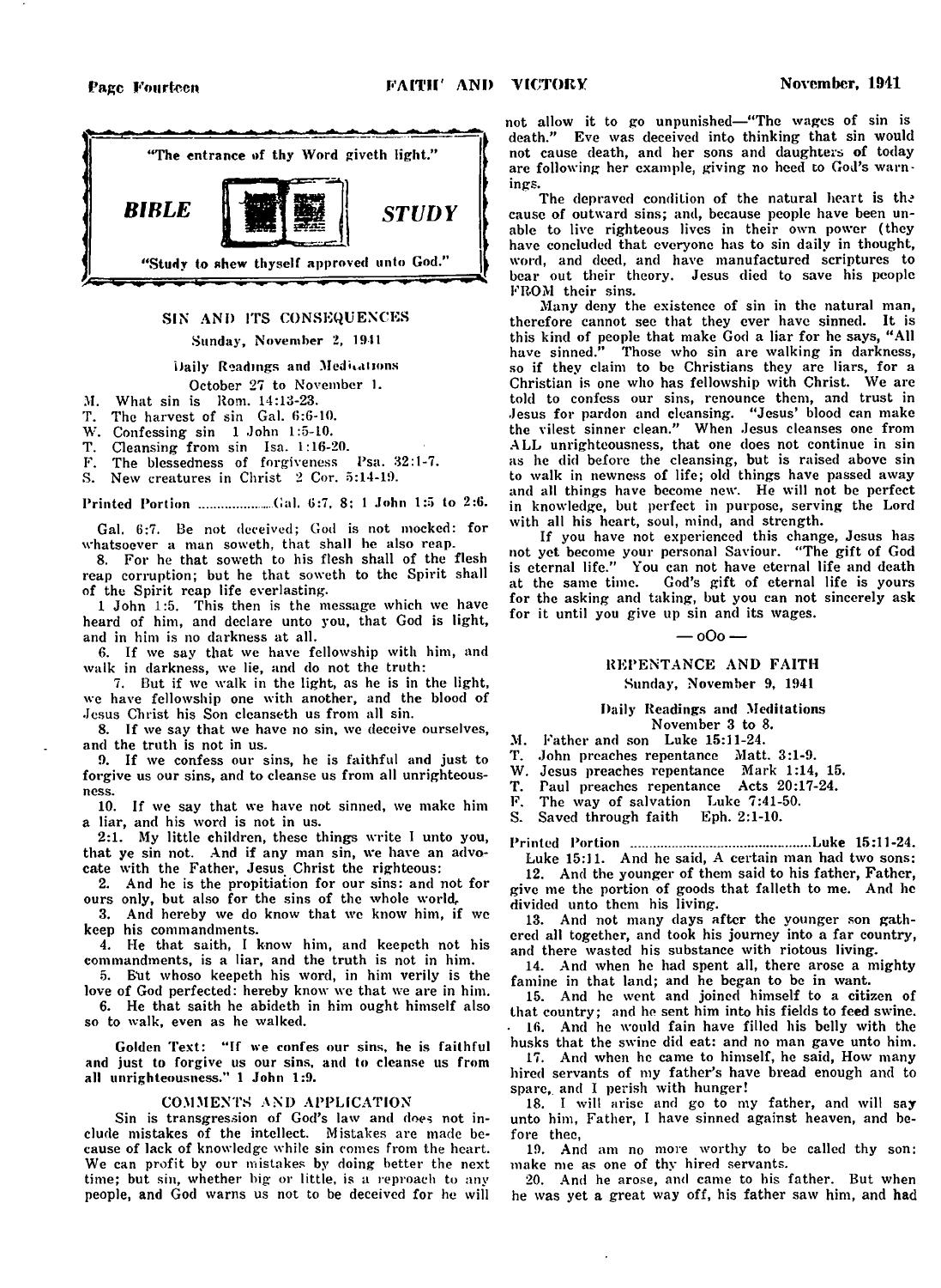"The entrance of thy Word giveth light."

***BIBLE STUDY***

"Study to shew thyself approved unto God."

## SIN AND ITS CONSEQUENCES

Sunday, November 2, 1941

Daily Readings and Meditations
October 27 to November 1.

M. What sin is Rom. 14:13-23.
T. The harvest of sin Gal. 6:6-10.
W. Confessing sin 1 John 1:5-10.
T. Cleansing from sin Isa. 1:16-20.
F. The blessedness of forgiveness Psa. 32:1-7.
S. New creatures in Christ 2 Cor. 5:14-19.

Printed Portion ..................Gal. 6:7, 8; 1 John 1:5 to 2:6.

Gal. 6:7. Be not deceived; God is not mocked: for whatsoever a man soweth, that shall he also reap.

8. For he that soweth to his flesh shall of the flesh reap corruption; but he that soweth to the Spirit shall of the Spirit reap life everlasting.

1 John 1:5. This then is the message which we have heard of him, and declare unto you, that God is light, and in him is no darkness at all.

6. If we say that we have fellowship with him, and walk in darkness, we lie, and do not the truth:

7. But if we walk in the light, as he is in the light, we have fellowship one with another, and the blood of Jesus Christ his Son cleanseth us from all sin.

8. If we say that we have no sin, we deceive ourselves, and the truth is not in us.

9. If we confess our sins, he is faithful and just to forgive us our sins, and to cleanse us from all unrighteousness.

10. If we say that we have not sinned, we make him a liar, and his word is not in us.

2:1. My little children, these things write I unto you, that ye sin not. And if any man sin, we have an advocate with the Father, Jesus Christ the righteous:

2. And he is the propitiation for our sins: and not for ours only, but also for the sins of the whole world.

3. And hereby we do know that we know him, if we keep his commandments.

4. He that saith, I know him, and keepeth not his commandments, is a liar, and the truth is not in him.

5. But whoso keepeth his word, in him verily is the love of God perfected: hereby know we that we are in him.

6. He that saith he abideth in him ought himself also so to walk, even as he walked.

**Golden Text: "If we confes our sins, he is faithful and just to forgive us our sins, and to cleanse us from all unrighteousness." 1 John 1:9.**

### COMMENTS AND APPLICATION

Sin is transgression of God's law and does not include mistakes of the intellect. Mistakes are made because of lack of knowledge while sin comes from the heart. We can profit by our mistakes by doing better the next time; but sin, whether big or little, is a reproach to any people, and God warns us not to be deceived for he will not allow it to go unpunished—"The wages of sin is death." Eve was deceived into thinking that sin would not cause death, and her sons and daughters of today are following her example, giving no heed to God's warnings.

The depraved condition of the natural heart is the cause of outward sins; and, because people have been unable to live righteous lives in their own power (they have concluded that everyone has to sin daily in thought, word, and deed, and have manufactured scriptures to bear out their theory. Jesus died to save his people FROM their sins.

Many deny the existence of sin in the natural man, therefore cannot see that they ever have sinned. It is this kind of people that make God a liar for he says, "All have sinned." Those who sin are walking in darkness, so if they claim to be Christians they are liars, for a Christian is one who has fellowship with Christ. We are told to confess our sins, renounce them, and trust in Jesus for pardon and cleansing. "Jesus' blood can make the vilest sinner clean." When Jesus cleanses one from ALL unrighteousness, that one does not continue in sin as he did before the cleansing, but is raised above sin to walk in newness of life; old things have passed away and all things have become new. He will not be perfect in knowledge, but perfect in purpose, serving the Lord with all his heart, soul, mind, and strength.

If you have not experienced this change, Jesus has not yet become your personal Saviour. "The gift of God is eternal life." You can not have eternal life and death at the same time. God's gift of eternal life is yours for the asking and taking, but you can not sincerely ask for it until you give up sin and its wages.

— oOo —

## REPENTANCE AND FAITH

Sunday, November 9, 1941

Daily Readings and Meditations
November 3 to 8.

M. Father and son Luke 15:11-24.
T. John preaches repentance Matt. 3:1-9.
W. Jesus preaches repentance Mark 1:14, 15.
T. Paul preaches repentance Acts 20:17-24.
F. The way of salvation Luke 7:41-50.
S. Saved through faith Eph. 2:1-10.

Printed Portion ..............................................Luke 15:11-24.

Luke 15:11. And he said, A certain man had two sons:

12. And the younger of them said to his father, Father, give me the portion of goods that falleth to me. And he divided unto them his living.

13. And not many days after the younger son gathered all together, and took his journey into a far country, and there wasted his substance with riotous living.

14. And when he had spent all, there arose a mighty famine in that land; and he began to be in want.

15. And he went and joined himself to a citizen of that country; and he sent him into his fields to feed swine.

16. And he would fain have filled his belly with the husks that the swine did eat: and no man gave unto him.

17. And when he came to himself, he said, How many hired servants of my father's have bread enough and to spare, and I perish with hunger!

18. I will arise and go to my father, and will say unto him, Father, I have sinned against heaven, and before thee,

19. And am no more worthy to be called thy son: make me as one of thy hired servants.

20. And he arose, and came to his father. But when he was yet a great way off, his father saw him, and had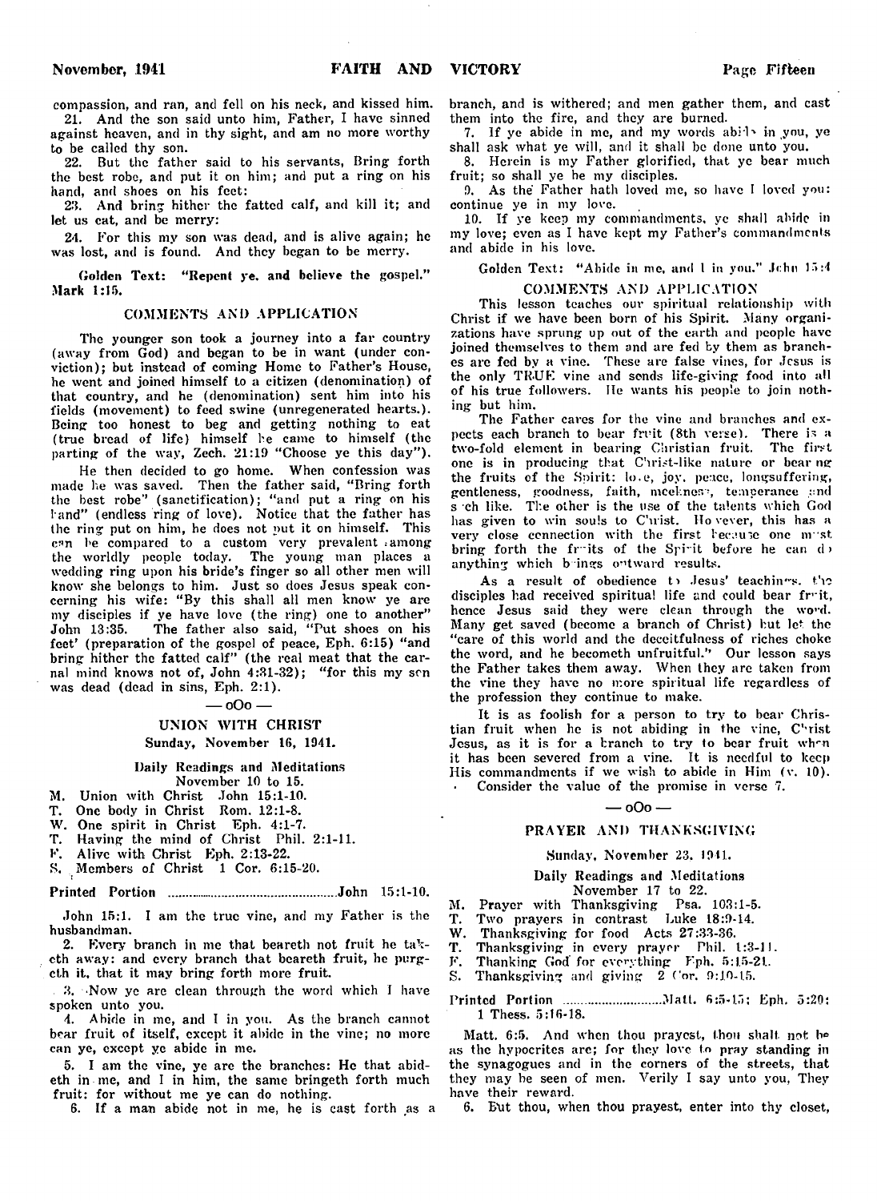compassion, and ran, and fell on his neck, and kissed him.

21. And the son said unto him, Father, I have sinned against heaven, and in thy sight, and am no more worthy to be called thy son.

22. But the father said to his servants, Bring forth the best robe, and put it on him; and put a ring on his hand, and shoes on his feet:

23. And bring hither the fatted calf, and kill it; and let us eat, and be merry:

24. For this my son was dead, and is alive again; he was lost, and is found. And they began to be merry.

**Golden Text: "Repent ye, and believe the gospel." Mark 1:15.**

### COMMENTS AND APPLICATION

The younger son took a journey into a far country (away from God) and began to be in want (under conviction); but instead of coming Home to Father's House, he went and joined himself to a citizen (denomination) of that country, and he (denomination) sent him into his fields (movement) to feed swine (unregenerated hearts.). Being too honest to beg and getting nothing to eat (true bread of life) himself he came to himself (the parting of the way, Zech. 21:19 "Choose ye this day").

He then decided to go home. When confession was made he was saved. Then the father said, "Bring forth the best robe" (sanctification); "and put a ring on his hand" (endless ring of love). Notice that the father has the ring put on him, he does not put it on himself. This can be compared to a custom very prevalent among the worldly people today. The young man places a wedding ring upon his bride's finger so all other men will know she belongs to him. Just so does Jesus speak concerning his wife: "By this shall all men know ye are my disciples if ye have love (the ring) one to another" John 13:35. The father also said, "Put shoes on his feet' (preparation of the gospel of peace, Eph. 6:15) "and bring hither the fatted calf" (the real meat that the carnal mind knows not of, John 4:31-32); "for this my son was dead (dead in sins, Eph. 2:1).

— oOo —

## UNION WITH CHRIST

**Sunday, November 16, 1941.**

**Daily Readings and Meditations**
**November 10 to 15.**

- M. Union with Christ John 15:1-10.
- T. One body in Christ Rom. 12:1-8.
- W. One spirit in Christ Eph. 4:1-7.
- T. Having the mind of Christ Phil. 2:1-11.
- F. Alive with Christ Eph. 2:13-22.
- S. Members of Christ 1 Cor. 6:15-20.

**Printed Portion** ........................................ John 15:1-10.

John 15:1. I am the true vine, and my Father is the husbandman.

2. Every branch in me that beareth not fruit he taketh away: and every branch that beareth fruit, he purgeth it, that it may bring forth more fruit.

3. Now ye are clean through the word which I have spoken unto you.

4. Abide in me, and I in you. As the branch cannot bear fruit of itself, except it abide in the vine; no more can ye, except ye abide in me.

5. I am the vine, ye are the branches: He that abideth in me, and I in him, the same bringeth forth much fruit: for without me ye can do nothing.

6. If a man abide not in me, he is cast forth as a branch, and is withered; and men gather them, and cast them into the fire, and they are burned.

7. If ye abide in me, and my words abide in you, ye shall ask what ye will, and it shall be done unto you.

8. Herein is my Father glorified, that ye bear much fruit; so shall ye be my disciples.

9. As the Father hath loved me, so have I loved you: continue ye in my love.

10. If ye keep my commandments, ye shall abide in my love; even as I have kept my Father's commandments and abide in his love.

Golden Text: "Abide in me, and I in you." John 15:4

### COMMENTS AND APPLICATION

This lesson teaches our spiritual relationship with Christ if we have been born of his Spirit. Many organizations have sprung up out of the earth and people have joined themselves to them and are fed by them as branches are fed by a vine. These are false vines, for Jesus is the only TRUE vine and sends life-giving food into all of his true followers. He wants his people to join nothing but him.

The Father cares for the vine and branches and expects each branch to bear fruit (8th verse). There is a two-fold element in bearing Christian fruit. The first one is in producing that Christ-like nature or bearing the fruits of the Spirit: love, joy, peace, longsuffering, gentleness, goodness, faith, meekness, temperance and such like. The other is the use of the talents which God has given to win souls to Christ. However, this has a very close connection with the first because one must bring forth the fruits of the Spirit before he can do anything which brings outward results.

As a result of obedience to Jesus' teachings, the disciples had received spiritual life and could bear fruit, hence Jesus said they were clean through the word. Many get saved (become a branch of Christ) but let the "care of this world and the deceitfulness of riches choke the word, and he becometh unfruitful." Our lesson says the Father takes them away. When they are taken from the vine they have no more spiritual life regardless of the profession they continue to make.

It is as foolish for a person to try to bear Christian fruit when he is not abiding in the vine, Christ Jesus, as it is for a branch to try to bear fruit when it has been severed from a vine. It is needful to keep His commandments if we wish to abide in Him (v. 10).

Consider the value of the promise in verse 7.

— oOo —

## PRAYER AND THANKSGIVING

**Sunday, November 23, 1941.**

**Daily Readings and Meditations**
**November 17 to 22.**

- M. Prayer with Thanksgiving Psa. 103:1-5.
- T. Two prayers in contrast Luke 18:9-14.
- W. Thanksgiving for food Acts 27:33-36.
- T. Thanksgiving in every prayer Phil. 1:3-11.
- F. Thanking God for everything Eph. 5:15-21.
- S. Thanksgiving and giving 2 Cor. 9:10-15.

**Printed Portion** ............................ Matt. 6:5-15; Eph. 5:20; 1 Thess. 5:16-18.

Matt. 6:5. And when thou prayest, thou shalt not be as the hypocrites are; for they love to pray standing in the synagogues and in the corners of the streets, that they may be seen of men. Verily I say unto you, They have their reward.

6. But thou, when thou prayest, enter into thy closet,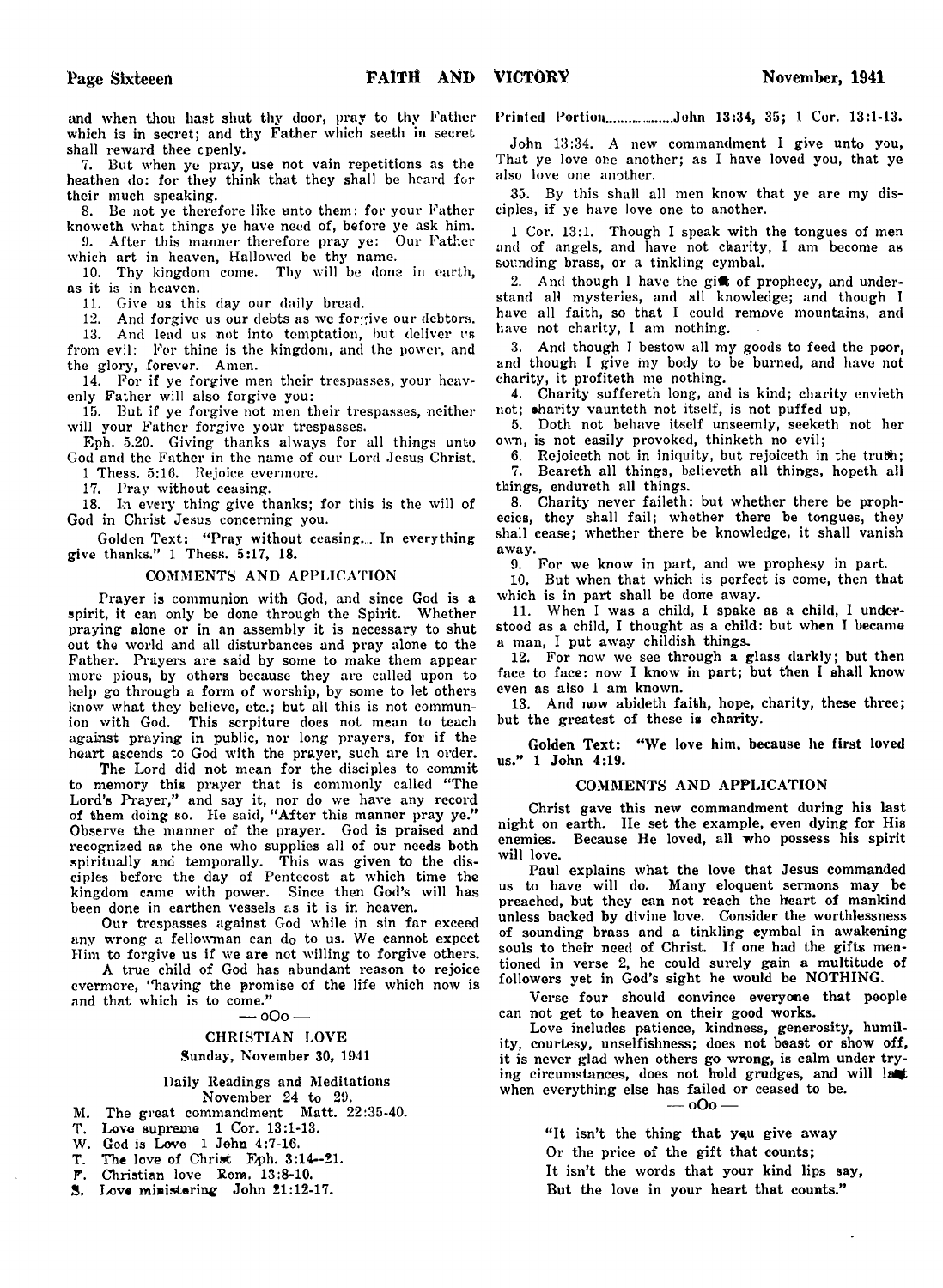and when thou hast shut thy door, pray to thy Father which is in secret; and thy Father which seeth in secret shall reward thee openly.

7. But when ye pray, use not vain repetitions as the heathen do: for they think that they shall be heard for their much speaking.

8. Be not ye therefore like unto them: for your Father knoweth what things ye have need of, before ye ask him.

9. After this manner therefore pray ye: Our Father which art in heaven, Hallowed be thy name.

10. Thy kingdom come. Thy will be done in earth, as it is in heaven.

11. Give us this day our daily bread.

12. And forgive us our debts as we forgive our debtors.

13. And lead us not into temptation, but deliver us from evil: For thine is the kingdom, and the power, and the glory, forever. Amen.

14. For if ye forgive men their trespasses, your heavenly Father will also forgive you:

15. But if ye forgive not men their trespasses, neither will your Father forgive your trespasses.

Eph. 5.20. Giving thanks always for all things unto God and the Father in the name of our Lord Jesus Christ.

1 Thess. 5:16. Rejoice evermore.

17. Pray without ceasing.

18. In every thing give thanks; for this is the will of God in Christ Jesus concerning you.

**Golden Text: "Pray without ceasing.... In everything give thanks." 1 Thess. 5:17, 18.**

### COMMENTS AND APPLICATION

Prayer is communion with God, and since God is a spirit, it can only be done through the Spirit. Whether praying alone or in an assembly it is necessary to shut out the world and all disturbances and pray alone to the Father. Prayers are said by some to make them appear more pious, by others because they are called upon to help go through a form of worship, by some to let others know what they believe, etc.; but all this is not communion with God. This scrpiture does not mean to teach against praying in public, nor long prayers, for if the heart ascends to God with the prayer, such are in order.

The Lord did not mean for the disciples to commit to memory this prayer that is commonly called "The Lord's Prayer," and say it, nor do we have any record of them doing so. He said, "After this manner pray ye." Observe the manner of the prayer. God is praised and recognized as the one who supplies all of our needs both spiritually and temporally. This was given to the disciples before the day of Pentecost at which time the kingdom came with power. Since then God's will has been done in earthen vessels as it is in heaven.

Our trespasses against God while in sin far exceed any wrong a fellowman can do to us. We cannot expect Him to forgive us if we are not willing to forgive others.

A true child of God has abundant reason to rejoice evermore, "having the promise of the life which now is and that which is to come."

— oOo —

## CHRISTIAN LOVE

### Sunday, November 30, 1941

Daily Readings and Meditations
November 24 to 29.

- M. The great commandment Matt. 22:35-40.
- T. Love supreme 1 Cor. 13:1-13.
- W. God is Love 1 John 4:7-16.
- T. The love of Christ Eph. 3:14--21.
- F. Christian love Rom. 13:8-10.
- S. Love ministering John 21:12-17.

Printed Portion..................John 13:34, 35; 1 Cor. 13:1-13.

John 13:34. A new commandment I give unto you, That ye love one another; as I have loved you, that ye also love one another.

35. By this shall all men know that ye are my disciples, if ye have love one to another.

1 Cor. 13:1. Though I speak with the tongues of men and of angels, and have not charity, I am become as sounding brass, or a tinkling cymbal.

2. And though I have the gift of prophecy, and understand all mysteries, and all knowledge; and though I have all faith, so that I could remove mountains, and have not charity, I am nothing.

3. And though I bestow all my goods to feed the poor, and though I give my body to be burned, and have not charity, it profiteth me nothing.

4. Charity suffereth long, and is kind; charity envieth not; charity vaunteth not itself, is not puffed up,

5. Doth not behave itself unseemly, seeketh not her own, is not easily provoked, thinketh no evil;

6. Rejoiceth not in iniquity, but rejoiceth in the truth;

7. Beareth all things, believeth all things, hopeth all things, endureth all things.

8. Charity never faileth: but whether there be prophecies, they shall fail; whether there be tongues, they shall cease; whether there be knowledge, it shall vanish away.

9. For we know in part, and we prophesy in part.

10. But when that which is perfect is come, then that which is in part shall be done away.

11. When I was a child, I spake as a child, I understood as a child, I thought as a child: but when I became a man, I put away childish things.

12. For now we see through a glass darkly; but then face to face: now I know in part; but then I shall know even as also I am known.

13. And now abideth faith, hope, charity, these three; but the greatest of these is charity.

**Golden Text: "We love him, because he first loved us." 1 John 4:19.**

### COMMENTS AND APPLICATION

Christ gave this new commandment during his last night on earth. He set the example, even dying for His enemies. Because He loved, all who possess his spirit will love.

Paul explains what the love that Jesus commanded us to have will do. Many eloquent sermons may be preached, but they can not reach the heart of mankind unless backed by divine love. Consider the worthlessness of sounding brass and a tinkling cymbal in awakening souls to their need of Christ. If one had the gifts mentioned in verse 2, he could surely gain a multitude of followers yet in God's sight he would be NOTHING.

Verse four should convince everyone that people can not get to heaven on their good works.

Love includes patience, kindness, generosity, humility, courtesy, unselfishness; does not boast or show off, it is never glad when others go wrong, is calm under trying circumstances, does not hold grudges, and will last when everything else has failed or ceased to be.

— oOo —

"It isn't the thing that you give away
Or the price of the gift that counts;
It isn't the words that your kind lips say,
But the love in your heart that counts."